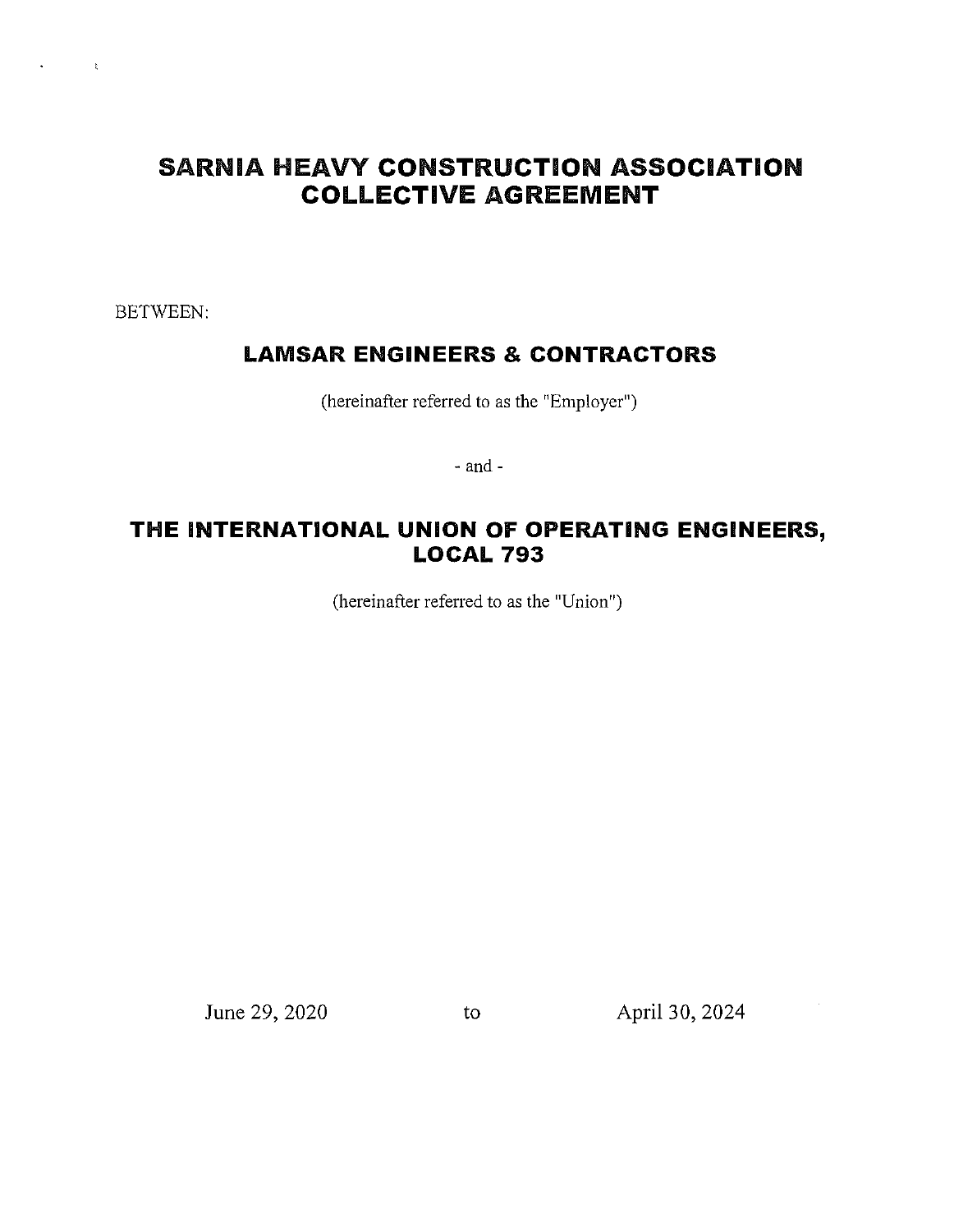# SARNIA HEAVY CONSTRUCTION ASSOCIATION COLLECTIVE AGREEMENT

BETWEEN:

## LAMSAR ENGINEERS & CONTRACTORS

(hereinafter referred to as the "Employer")

- and -

## THE INTERNATIONAL UNION OF OPERATING ENGINEERS, LOCAL 793

(hereinafter referred to as the "Union")

June 29, 2020 to April 30, 2024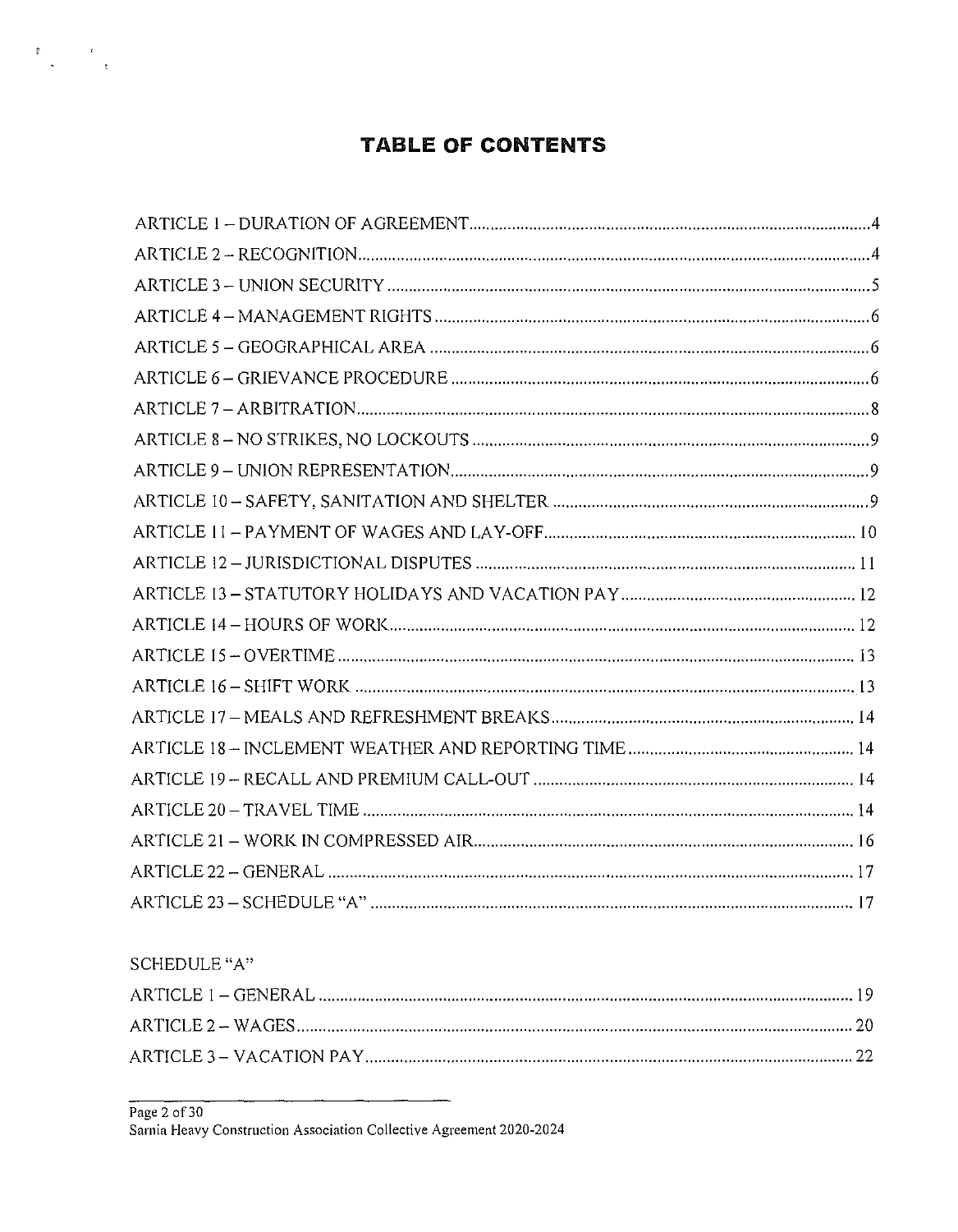# TABLE OF CONTENTS

ARTICLE 1 – DURATION OF AGREEMENT ........ 4
ARTICLE 2 – RECOGNITION ........ 4
ARTICLE 3 – UNION SECURITY ........ 5
ARTICLE 4 – MANAGEMENT RIGHTS ........ 6
ARTICLE 5 – GEOGRAPHICAL AREA ........ 6
ARTICLE 6 – GRIEVANCE PROCEDURE ........ 6
ARTICLE 7 – ARBITRATION ........ 8
ARTICLE 8 – NO STRIKES, NO LOCKOUTS ........ 9
ARTICLE 9 – UNION REPRESENTATION ........ 9
ARTICLE 10 – SAFETY, SANITATION AND SHELTER ........ 9
ARTICLE 11 – PAYMENT OF WAGES AND LAY-OFF ........ 10
ARTICLE 12 – JURISDICTIONAL DISPUTES ........ 11
ARTICLE 13 – STATUTORY HOLIDAYS AND VACATION PAY ........ 12
ARTICLE 14 – HOURS OF WORK ........ 12
ARTICLE 15 – OVERTIME ........ 13
ARTICLE 16 – SHIFT WORK ........ 13
ARTICLE 17 – MEALS AND REFRESHMENT BREAKS ........ 14
ARTICLE 18 – INCLEMENT WEATHER AND REPORTING TIME ........ 14
ARTICLE 19 – RECALL AND PREMIUM CALL-OUT ........ 14
ARTICLE 20 – TRAVEL TIME ........ 14
ARTICLE 21 – WORK IN COMPRESSED AIR ........ 16
ARTICLE 22 – GENERAL ........ 17
ARTICLE 23 – SCHEDULE "A" ........ 17

SCHEDULE "A"

ARTICLE 1 – GENERAL ........ 19
ARTICLE 2 – WAGES ........ 20
ARTICLE 3 – VACATION PAY ........ 22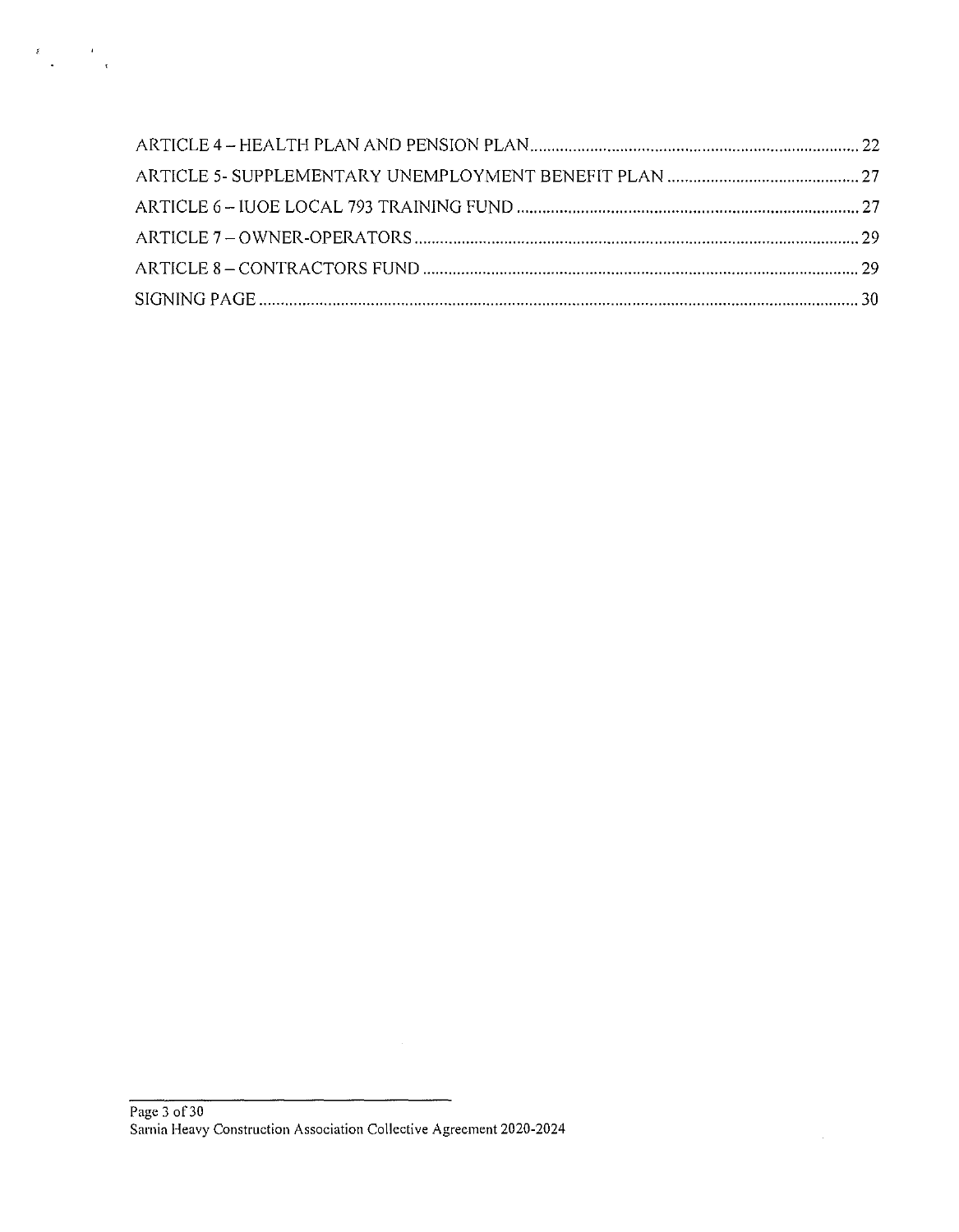ARTICLE 4 – HEALTH PLAN AND PENSION PLAN ........................................................................ 22
ARTICLE 5- SUPPLEMENTARY UNEMPLOYMENT BENEFIT PLAN ........................................... 27
ARTICLE 6 – IUOE LOCAL 793 TRAINING FUND ................................................................... 27
ARTICLE 7 – OWNER-OPERATORS ........................................................................................ 29
ARTICLE 8 – CONTRACTORS FUND ....................................................................................... 29
SIGNING PAGE ......................................................................................................................... 30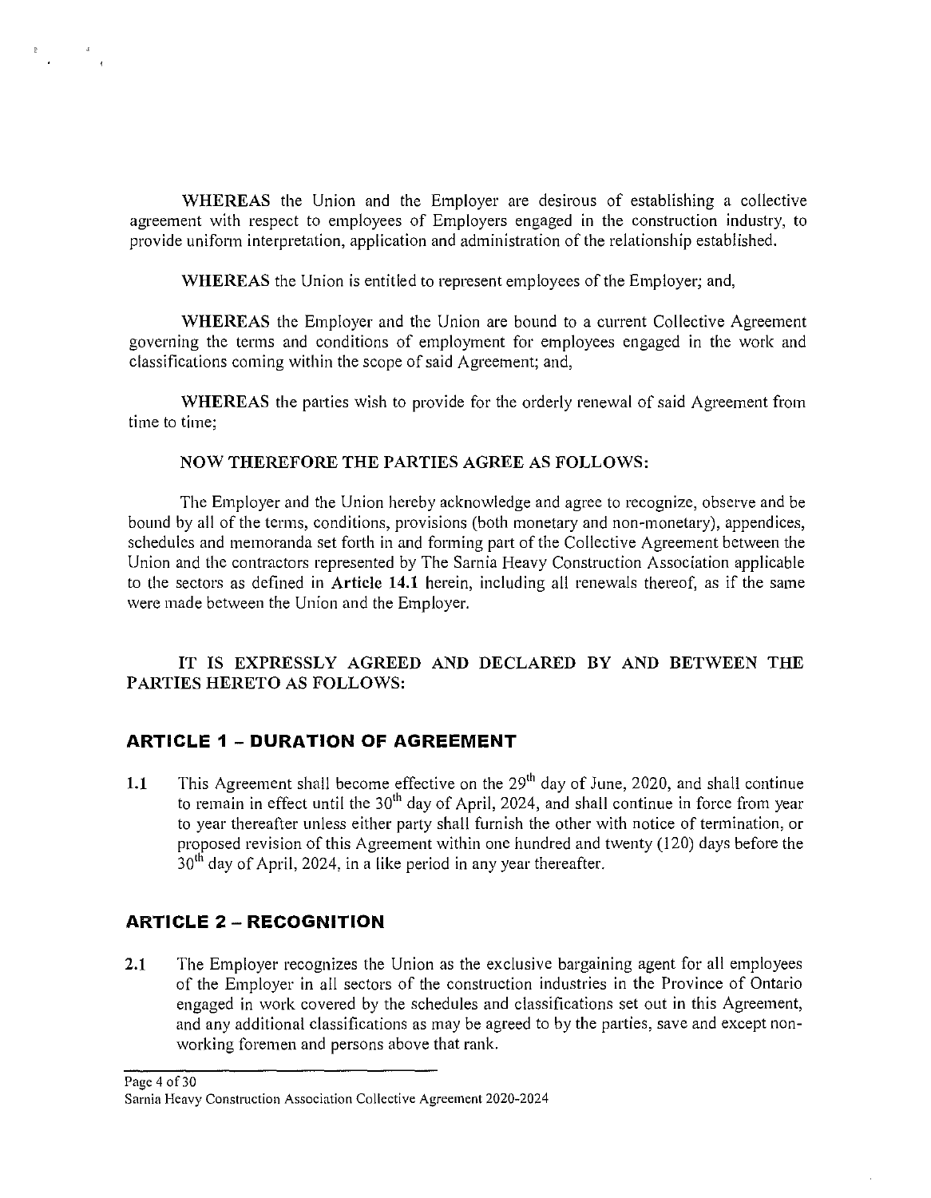**WHEREAS** the Union and the Employer are desirous of establishing a collective agreement with respect to employees of Employers engaged in the construction industry, to provide uniform interpretation, application and administration of the relationship established.

**WHEREAS** the Union is entitled to represent employees of the Employer; and,

**WHEREAS** the Employer and the Union are bound to a current Collective Agreement governing the terms and conditions of employment for employees engaged in the work and classifications coming within the scope of said Agreement; and,

**WHEREAS** the parties wish to provide for the orderly renewal of said Agreement from time to time;

**NOW THEREFORE THE PARTIES AGREE AS FOLLOWS:**

The Employer and the Union hereby acknowledge and agree to recognize, observe and be bound by all of the terms, conditions, provisions (both monetary and non-monetary), appendices, schedules and memoranda set forth in and forming part of the Collective Agreement between the Union and the contractors represented by The Sarnia Heavy Construction Association applicable to the sectors as defined in **Article 14.1** herein, including all renewals thereof, as if the same were made between the Union and the Employer.

**IT IS EXPRESSLY AGREED AND DECLARED BY AND BETWEEN THE PARTIES HERETO AS FOLLOWS:**

## ARTICLE 1 – DURATION OF AGREEMENT

**1.1** This Agreement shall become effective on the 29th day of June, 2020, and shall continue to remain in effect until the 30th day of April, 2024, and shall continue in force from year to year thereafter unless either party shall furnish the other with notice of termination, or proposed revision of this Agreement within one hundred and twenty (120) days before the 30th day of April, 2024, in a like period in any year thereafter.

## ARTICLE 2 – RECOGNITION

**2.1** The Employer recognizes the Union as the exclusive bargaining agent for all employees of the Employer in all sectors of the construction industries in the Province of Ontario engaged in work covered by the schedules and classifications set out in this Agreement, and any additional classifications as may be agreed to by the parties, save and except non-working foremen and persons above that rank.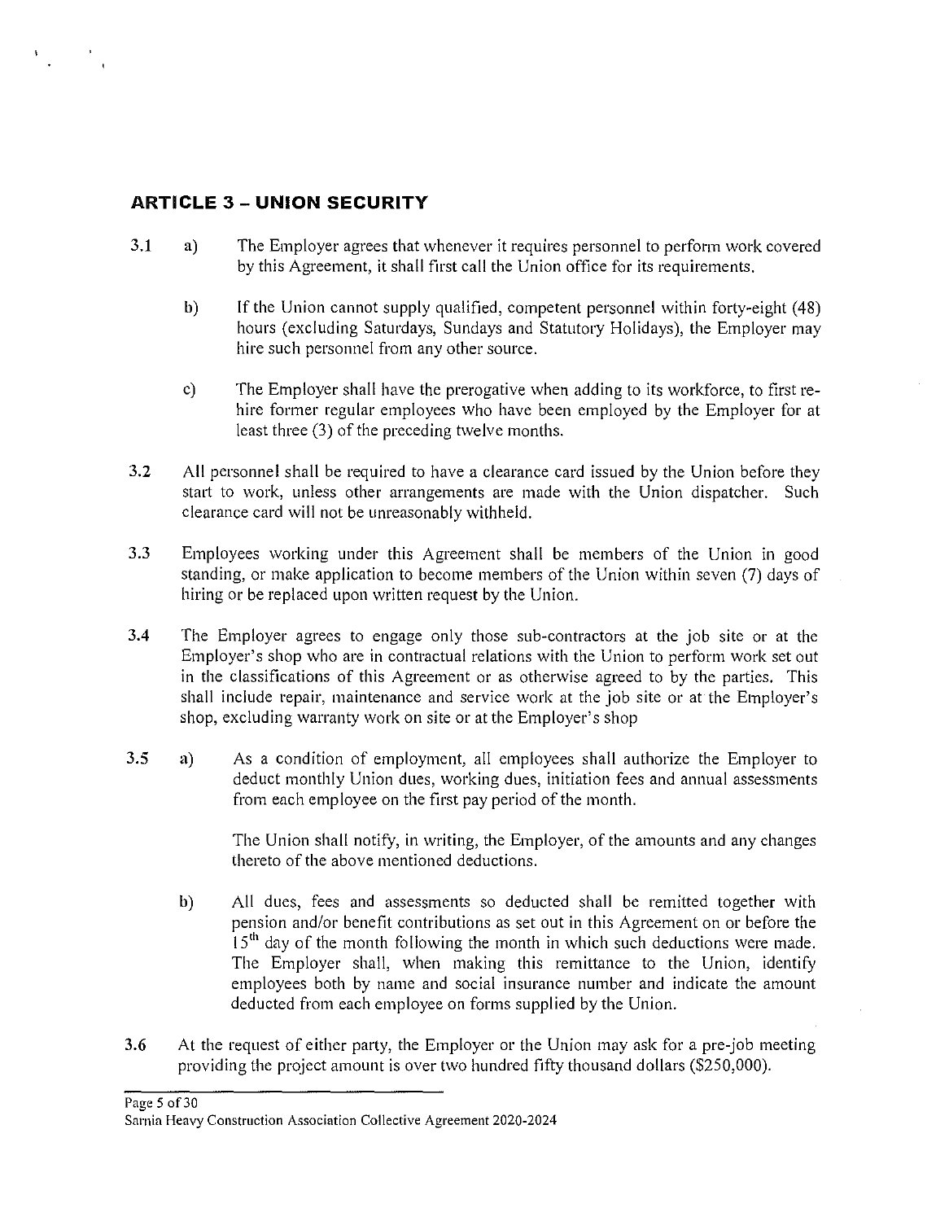## ARTICLE 3 – UNION SECURITY

3.1 a) The Employer agrees that whenever it requires personnel to perform work covered by this Agreement, it shall first call the Union office for its requirements.

b) If the Union cannot supply qualified, competent personnel within forty-eight (48) hours (excluding Saturdays, Sundays and Statutory Holidays), the Employer may hire such personnel from any other source.

c) The Employer shall have the prerogative when adding to its workforce, to first re-hire former regular employees who have been employed by the Employer for at least three (3) of the preceding twelve months.

3.2 All personnel shall be required to have a clearance card issued by the Union before they start to work, unless other arrangements are made with the Union dispatcher. Such clearance card will not be unreasonably withheld.

3.3 Employees working under this Agreement shall be members of the Union in good standing, or make application to become members of the Union within seven (7) days of hiring or be replaced upon written request by the Union.

3.4 The Employer agrees to engage only those sub-contractors at the job site or at the Employer's shop who are in contractual relations with the Union to perform work set out in the classifications of this Agreement or as otherwise agreed to by the parties. This shall include repair, maintenance and service work at the job site or at the Employer's shop, excluding warranty work on site or at the Employer's shop

3.5 a) As a condition of employment, all employees shall authorize the Employer to deduct monthly Union dues, working dues, initiation fees and annual assessments from each employee on the first pay period of the month.

The Union shall notify, in writing, the Employer, of the amounts and any changes thereto of the above mentioned deductions.

b) All dues, fees and assessments so deducted shall be remitted together with pension and/or benefit contributions as set out in this Agreement on or before the 15th day of the month following the month in which such deductions were made. The Employer shall, when making this remittance to the Union, identify employees both by name and social insurance number and indicate the amount deducted from each employee on forms supplied by the Union.

3.6 At the request of either party, the Employer or the Union may ask for a pre-job meeting providing the project amount is over two hundred fifty thousand dollars ($250,000).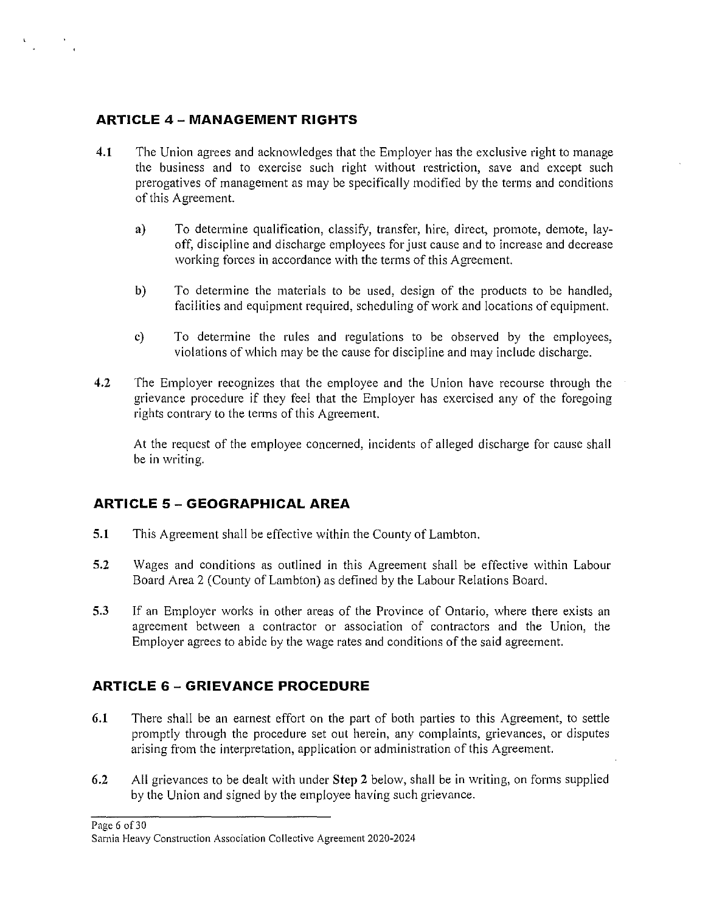## ARTICLE 4 – MANAGEMENT RIGHTS

**4.1** The Union agrees and acknowledges that the Employer has the exclusive right to manage the business and to exercise such right without restriction, save and except such prerogatives of management as may be specifically modified by the terms and conditions of this Agreement.

a) To determine qualification, classify, transfer, hire, direct, promote, demote, lay-off, discipline and discharge employees for just cause and to increase and decrease working forces in accordance with the terms of this Agreement.

b) To determine the materials to be used, design of the products to be handled, facilities and equipment required, scheduling of work and locations of equipment.

c) To determine the rules and regulations to be observed by the employees, violations of which may be the cause for discipline and may include discharge.

**4.2** The Employer recognizes that the employee and the Union have recourse through the grievance procedure if they feel that the Employer has exercised any of the foregoing rights contrary to the terms of this Agreement.

At the request of the employee concerned, incidents of alleged discharge for cause shall be in writing.

## ARTICLE 5 – GEOGRAPHICAL AREA

**5.1** This Agreement shall be effective within the County of Lambton.

**5.2** Wages and conditions as outlined in this Agreement shall be effective within Labour Board Area 2 (County of Lambton) as defined by the Labour Relations Board.

**5.3** If an Employer works in other areas of the Province of Ontario, where there exists an agreement between a contractor or association of contractors and the Union, the Employer agrees to abide by the wage rates and conditions of the said agreement.

## ARTICLE 6 – GRIEVANCE PROCEDURE

**6.1** There shall be an earnest effort on the part of both parties to this Agreement, to settle promptly through the procedure set out herein, any complaints, grievances, or disputes arising from the interpretation, application or administration of this Agreement.

**6.2** All grievances to be dealt with under **Step 2** below, shall be in writing, on forms supplied by the Union and signed by the employee having such grievance.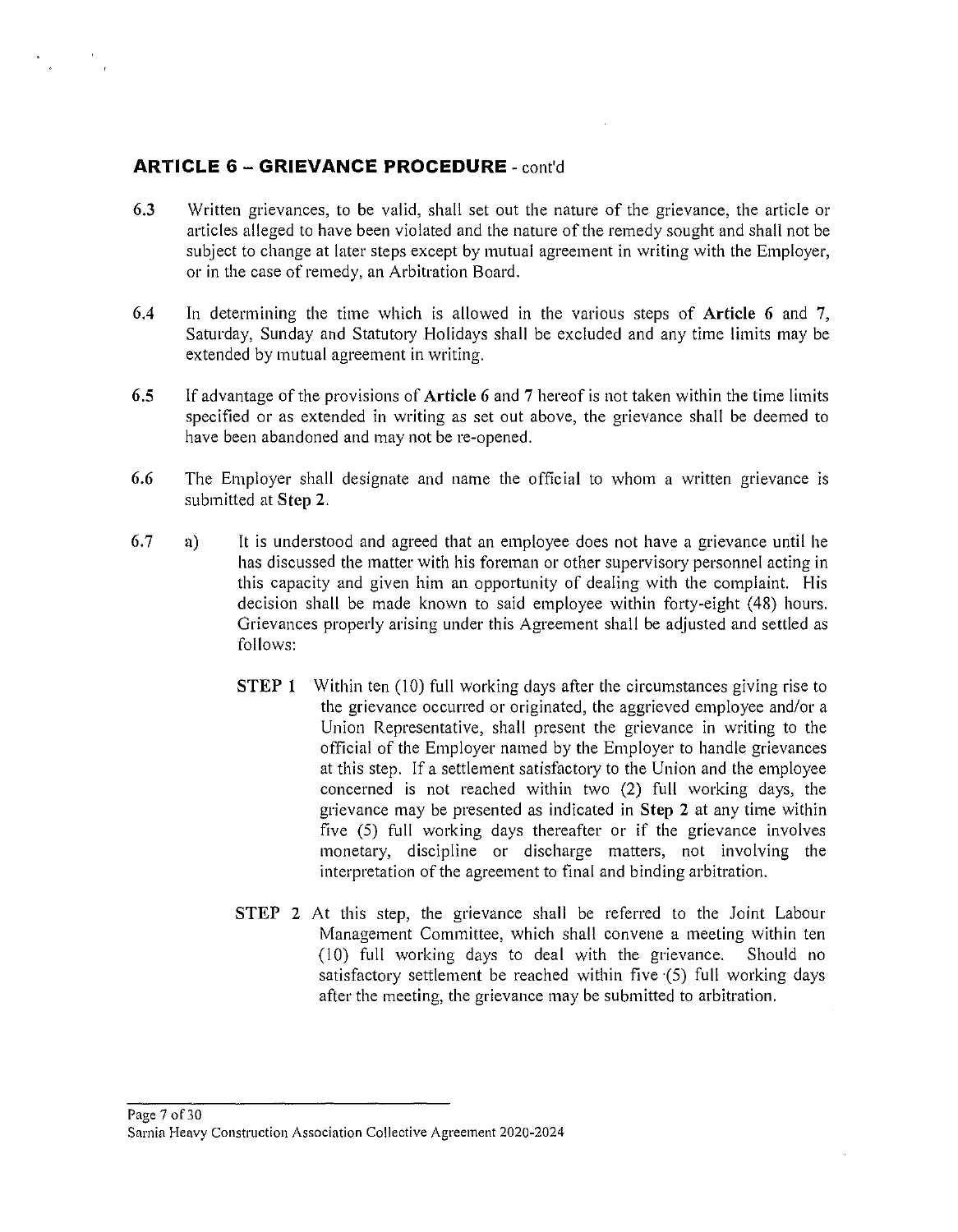## ARTICLE 6 – GRIEVANCE PROCEDURE - cont'd

**6.3** Written grievances, to be valid, shall set out the nature of the grievance, the article or articles alleged to have been violated and the nature of the remedy sought and shall not be subject to change at later steps except by mutual agreement in writing with the Employer, or in the case of remedy, an Arbitration Board.

**6.4** In determining the time which is allowed in the various steps of **Article 6** and **7**, Saturday, Sunday and Statutory Holidays shall be excluded and any time limits may be extended by mutual agreement in writing.

**6.5** If advantage of the provisions of **Article 6** and **7** hereof is not taken within the time limits specified or as extended in writing as set out above, the grievance shall be deemed to have been abandoned and may not be re-opened.

**6.6** The Employer shall designate and name the official to whom a written grievance is submitted at **Step 2**.

**6.7** a) It is understood and agreed that an employee does not have a grievance until he has discussed the matter with his foreman or other supervisory personnel acting in this capacity and given him an opportunity of dealing with the complaint. His decision shall be made known to said employee within forty-eight (48) hours. Grievances properly arising under this Agreement shall be adjusted and settled as follows:

**STEP 1** Within ten (10) full working days after the circumstances giving rise to the grievance occurred or originated, the aggrieved employee and/or a Union Representative, shall present the grievance in writing to the official of the Employer named by the Employer to handle grievances at this step. If a settlement satisfactory to the Union and the employee concerned is not reached within two (2) full working days, the grievance may be presented as indicated in **Step 2** at any time within five (5) full working days thereafter or if the grievance involves monetary, discipline or discharge matters, not involving the interpretation of the agreement to final and binding arbitration.

**STEP 2** At this step, the grievance shall be referred to the Joint Labour Management Committee, which shall convene a meeting within ten (10) full working days to deal with the grievance. Should no satisfactory settlement be reached within five (5) full working days after the meeting, the grievance may be submitted to arbitration.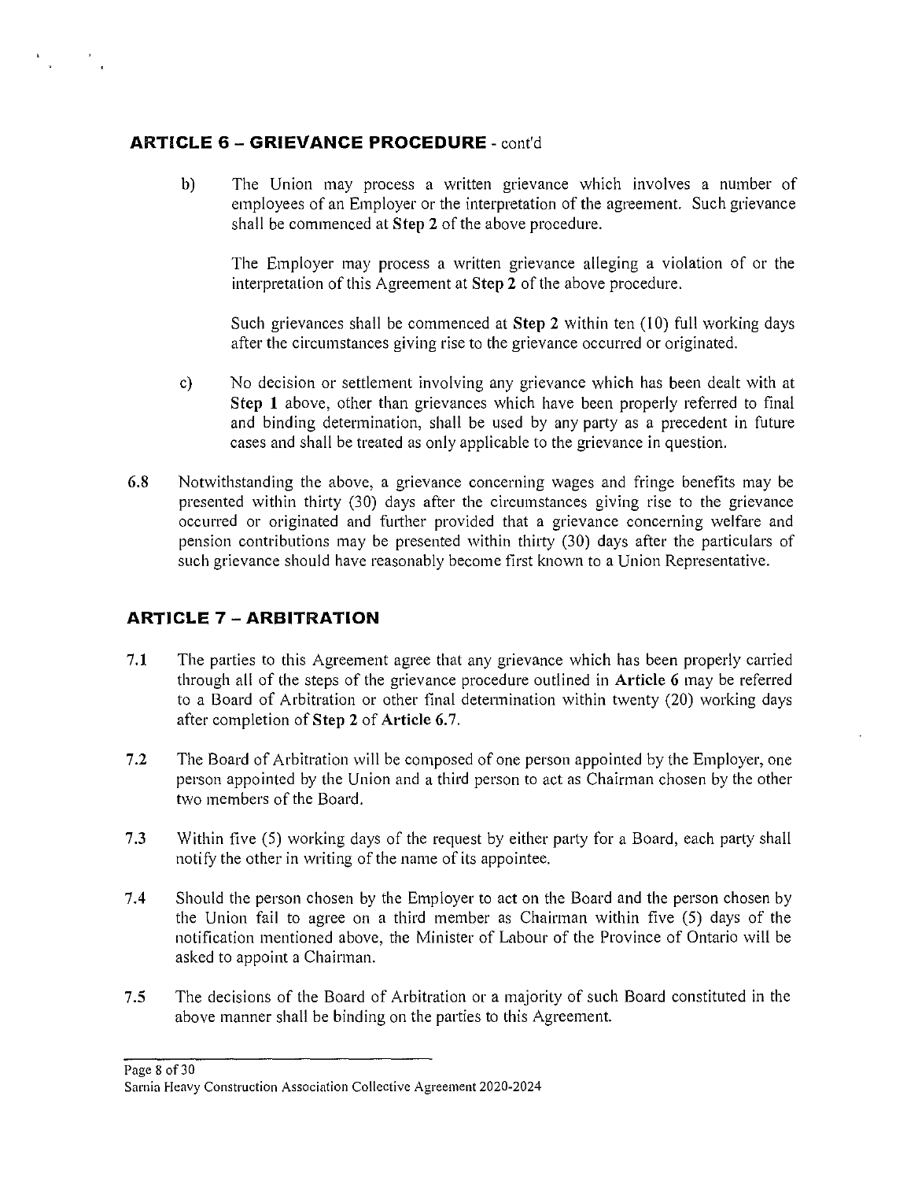## ARTICLE 6 – GRIEVANCE PROCEDURE - cont'd

b) The Union may process a written grievance which involves a number of employees of an Employer or the interpretation of the agreement. Such grievance shall be commenced at **Step 2** of the above procedure.

   The Employer may process a written grievance alleging a violation of or the interpretation of this Agreement at **Step 2** of the above procedure.

   Such grievances shall be commenced at **Step 2** within ten (10) full working days after the circumstances giving rise to the grievance occurred or originated.

c) No decision or settlement involving any grievance which has been dealt with at **Step 1** above, other than grievances which have been properly referred to final and binding determination, shall be used by any party as a precedent in future cases and shall be treated as only applicable to the grievance in question.

6.8 Notwithstanding the above, a grievance concerning wages and fringe benefits may be presented within thirty (30) days after the circumstances giving rise to the grievance occurred or originated and further provided that a grievance concerning welfare and pension contributions may be presented within thirty (30) days after the particulars of such grievance should have reasonably become first known to a Union Representative.

## ARTICLE 7 – ARBITRATION

7.1 The parties to this Agreement agree that any grievance which has been properly carried through all of the steps of the grievance procedure outlined in **Article 6** may be referred to a Board of Arbitration or other final determination within twenty (20) working days after completion of **Step 2** of **Article 6.7**.

7.2 The Board of Arbitration will be composed of one person appointed by the Employer, one person appointed by the Union and a third person to act as Chairman chosen by the other two members of the Board.

7.3 Within five (5) working days of the request by either party for a Board, each party shall notify the other in writing of the name of its appointee.

7.4 Should the person chosen by the Employer to act on the Board and the person chosen by the Union fail to agree on a third member as Chairman within five (5) days of the notification mentioned above, the Minister of Labour of the Province of Ontario will be asked to appoint a Chairman.

7.5 The decisions of the Board of Arbitration or a majority of such Board constituted in the above manner shall be binding on the parties to this Agreement.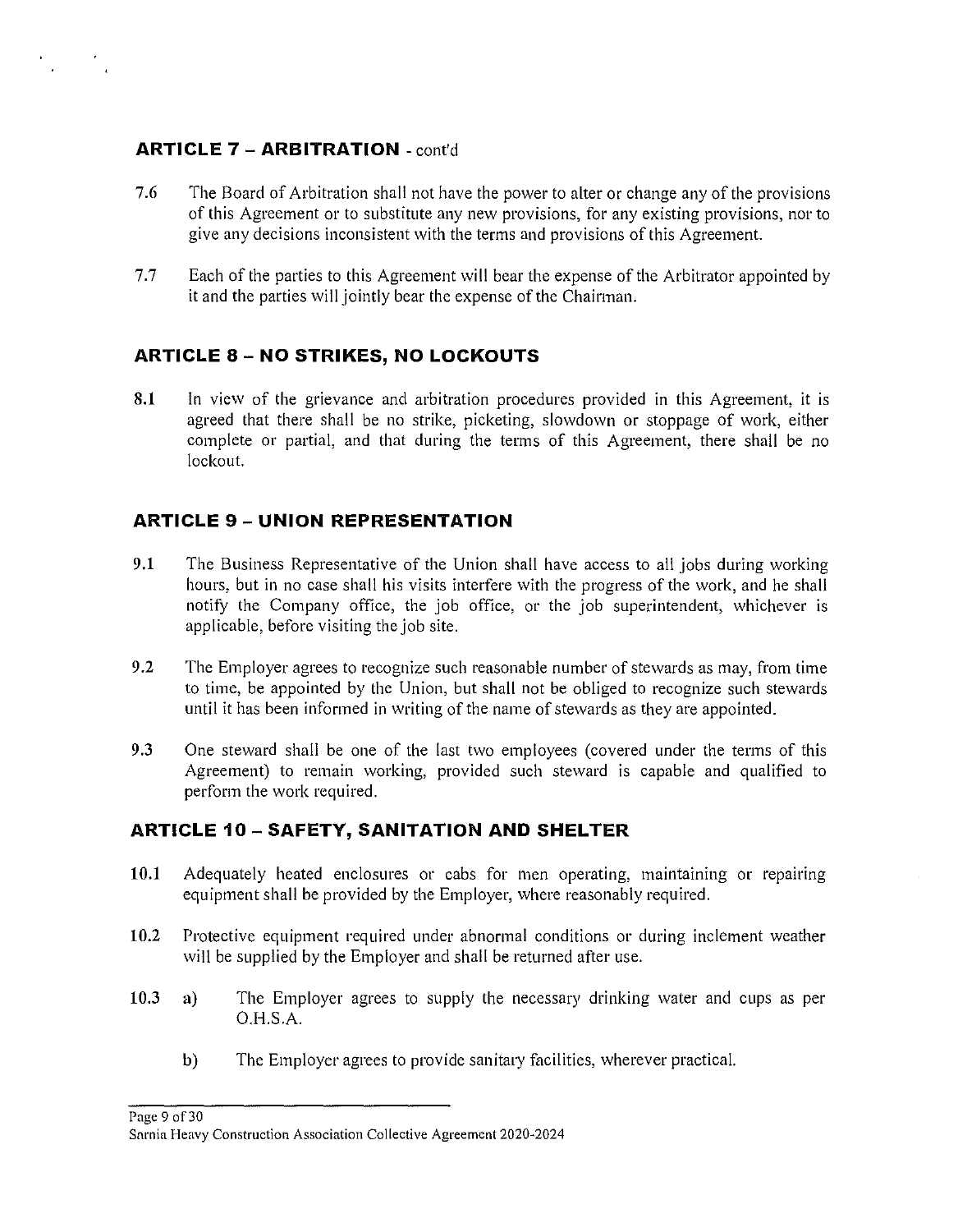## ARTICLE 7 – ARBITRATION - cont'd

7.6 The Board of Arbitration shall not have the power to alter or change any of the provisions of this Agreement or to substitute any new provisions, for any existing provisions, nor to give any decisions inconsistent with the terms and provisions of this Agreement.

7.7 Each of the parties to this Agreement will bear the expense of the Arbitrator appointed by it and the parties will jointly bear the expense of the Chairman.

## ARTICLE 8 – NO STRIKES, NO LOCKOUTS

8.1 In view of the grievance and arbitration procedures provided in this Agreement, it is agreed that there shall be no strike, picketing, slowdown or stoppage of work, either complete or partial, and that during the terms of this Agreement, there shall be no lockout.

## ARTICLE 9 – UNION REPRESENTATION

9.1 The Business Representative of the Union shall have access to all jobs during working hours, but in no case shall his visits interfere with the progress of the work, and he shall notify the Company office, the job office, or the job superintendent, whichever is applicable, before visiting the job site.

9.2 The Employer agrees to recognize such reasonable number of stewards as may, from time to time, be appointed by the Union, but shall not be obliged to recognize such stewards until it has been informed in writing of the name of stewards as they are appointed.

9.3 One steward shall be one of the last two employees (covered under the terms of this Agreement) to remain working, provided such steward is capable and qualified to perform the work required.

## ARTICLE 10 – SAFETY, SANITATION AND SHELTER

10.1 Adequately heated enclosures or cabs for men operating, maintaining or repairing equipment shall be provided by the Employer, where reasonably required.

10.2 Protective equipment required under abnormal conditions or during inclement weather will be supplied by the Employer and shall be returned after use.

10.3 a) The Employer agrees to supply the necessary drinking water and cups as per O.H.S.A.

b) The Employer agrees to provide sanitary facilities, wherever practical.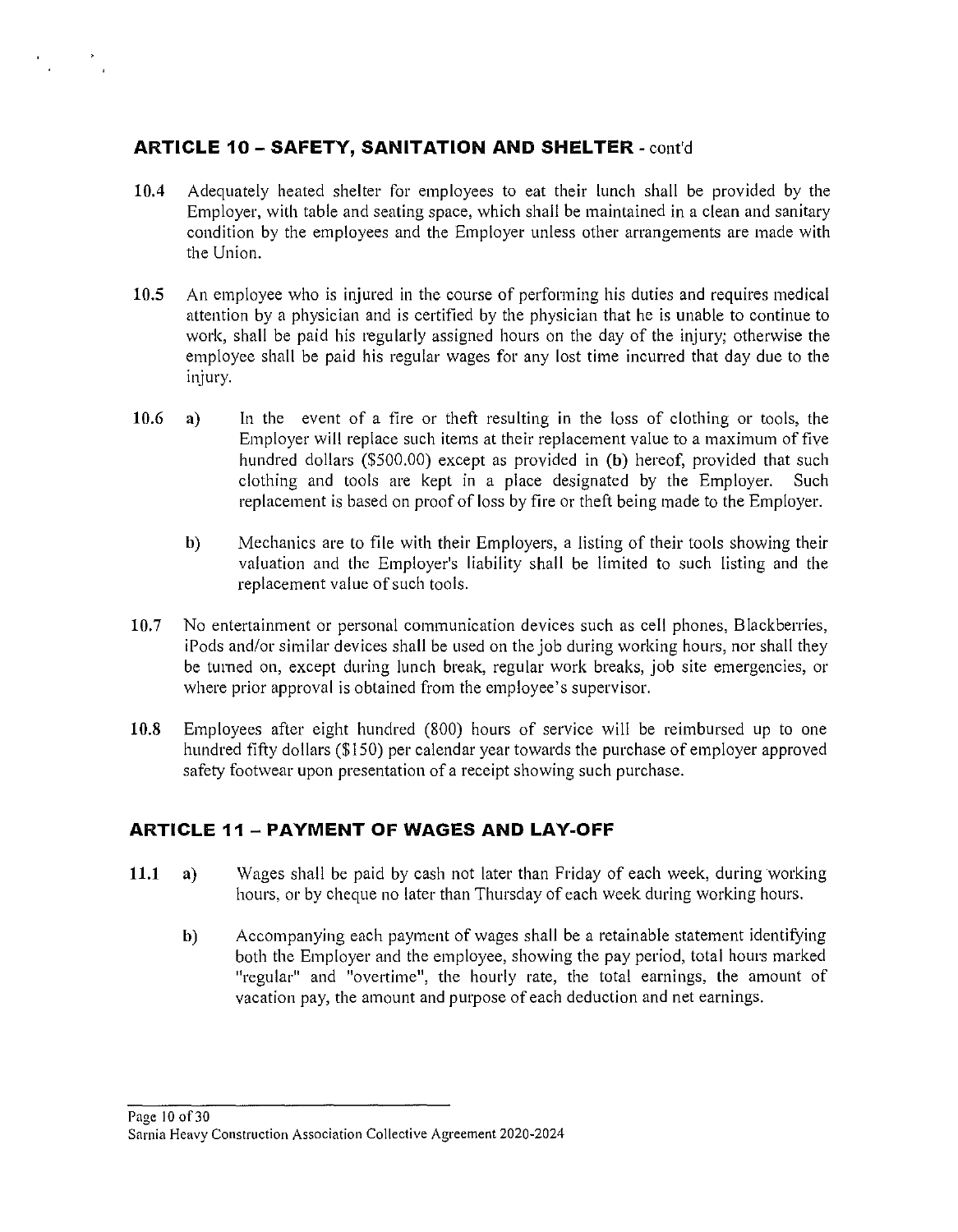## ARTICLE 10 – SAFETY, SANITATION AND SHELTER - cont'd

**10.4** Adequately heated shelter for employees to eat their lunch shall be provided by the Employer, with table and seating space, which shall be maintained in a clean and sanitary condition by the employees and the Employer unless other arrangements are made with the Union.

**10.5** An employee who is injured in the course of performing his duties and requires medical attention by a physician and is certified by the physician that he is unable to continue to work, shall be paid his regularly assigned hours on the day of the injury; otherwise the employee shall be paid his regular wages for any lost time incurred that day due to the injury.

**10.6** a) In the event of a fire or theft resulting in the loss of clothing or tools, the Employer will replace such items at their replacement value to a maximum of five hundred dollars ($500.00) except as provided in (b) hereof, provided that such clothing and tools are kept in a place designated by the Employer. Such replacement is based on proof of loss by fire or theft being made to the Employer.

b) Mechanics are to file with their Employers, a listing of their tools showing their valuation and the Employer's liability shall be limited to such listing and the replacement value of such tools.

**10.7** No entertainment or personal communication devices such as cell phones, Blackberries, iPods and/or similar devices shall be used on the job during working hours, nor shall they be turned on, except during lunch break, regular work breaks, job site emergencies, or where prior approval is obtained from the employee's supervisor.

**10.8** Employees after eight hundred (800) hours of service will be reimbursed up to one hundred fifty dollars ($150) per calendar year towards the purchase of employer approved safety footwear upon presentation of a receipt showing such purchase.

## ARTICLE 11 – PAYMENT OF WAGES AND LAY-OFF

**11.1** a) Wages shall be paid by cash not later than Friday of each week, during working hours, or by cheque no later than Thursday of each week during working hours.

b) Accompanying each payment of wages shall be a retainable statement identifying both the Employer and the employee, showing the pay period, total hours marked "regular" and "overtime", the hourly rate, the total earnings, the amount of vacation pay, the amount and purpose of each deduction and net earnings.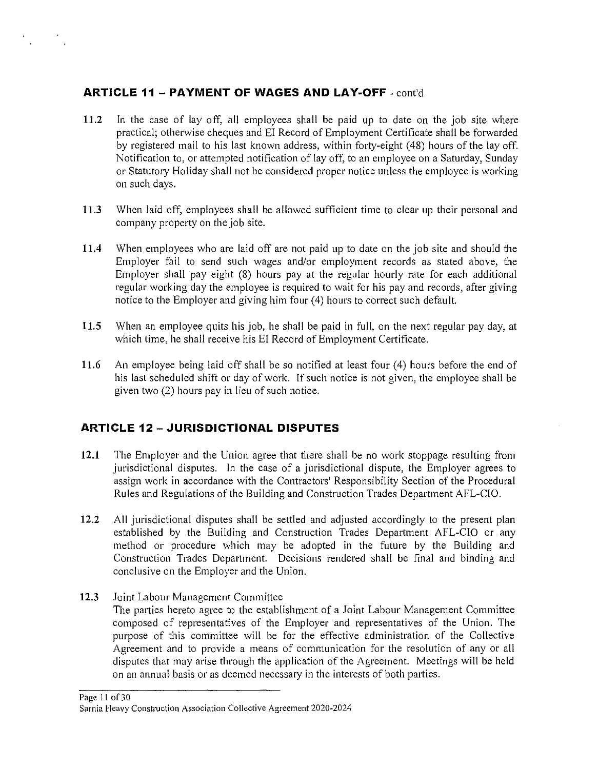## ARTICLE 11 – PAYMENT OF WAGES AND LAY-OFF - cont'd

**11.2** In the case of lay off, all employees shall be paid up to date on the job site where practical; otherwise cheques and EI Record of Employment Certificate shall be forwarded by registered mail to his last known address, within forty-eight (48) hours of the lay off. Notification to, or attempted notification of lay off, to an employee on a Saturday, Sunday or Statutory Holiday shall not be considered proper notice unless the employee is working on such days.

**11.3** When laid off, employees shall be allowed sufficient time to clear up their personal and company property on the job site.

**11.4** When employees who are laid off are not paid up to date on the job site and should the Employer fail to send such wages and/or employment records as stated above, the Employer shall pay eight (8) hours pay at the regular hourly rate for each additional regular working day the employee is required to wait for his pay and records, after giving notice to the Employer and giving him four (4) hours to correct such default.

**11.5** When an employee quits his job, he shall be paid in full, on the next regular pay day, at which time, he shall receive his EI Record of Employment Certificate.

**11.6** An employee being laid off shall be so notified at least four (4) hours before the end of his last scheduled shift or day of work. If such notice is not given, the employee shall be given two (2) hours pay in lieu of such notice.

## ARTICLE 12 – JURISDICTIONAL DISPUTES

**12.1** The Employer and the Union agree that there shall be no work stoppage resulting from jurisdictional disputes. In the case of a jurisdictional dispute, the Employer agrees to assign work in accordance with the Contractors' Responsibility Section of the Procedural Rules and Regulations of the Building and Construction Trades Department AFL-CIO.

**12.2** All jurisdictional disputes shall be settled and adjusted accordingly to the present plan established by the Building and Construction Trades Department AFL-CIO or any method or procedure which may be adopted in the future by the Building and Construction Trades Department. Decisions rendered shall be final and binding and conclusive on the Employer and the Union.

**12.3** Joint Labour Management Committee
The parties hereto agree to the establishment of a Joint Labour Management Committee composed of representatives of the Employer and representatives of the Union. The purpose of this committee will be for the effective administration of the Collective Agreement and to provide a means of communication for the resolution of any or all disputes that may arise through the application of the Agreement. Meetings will be held on an annual basis or as deemed necessary in the interests of both parties.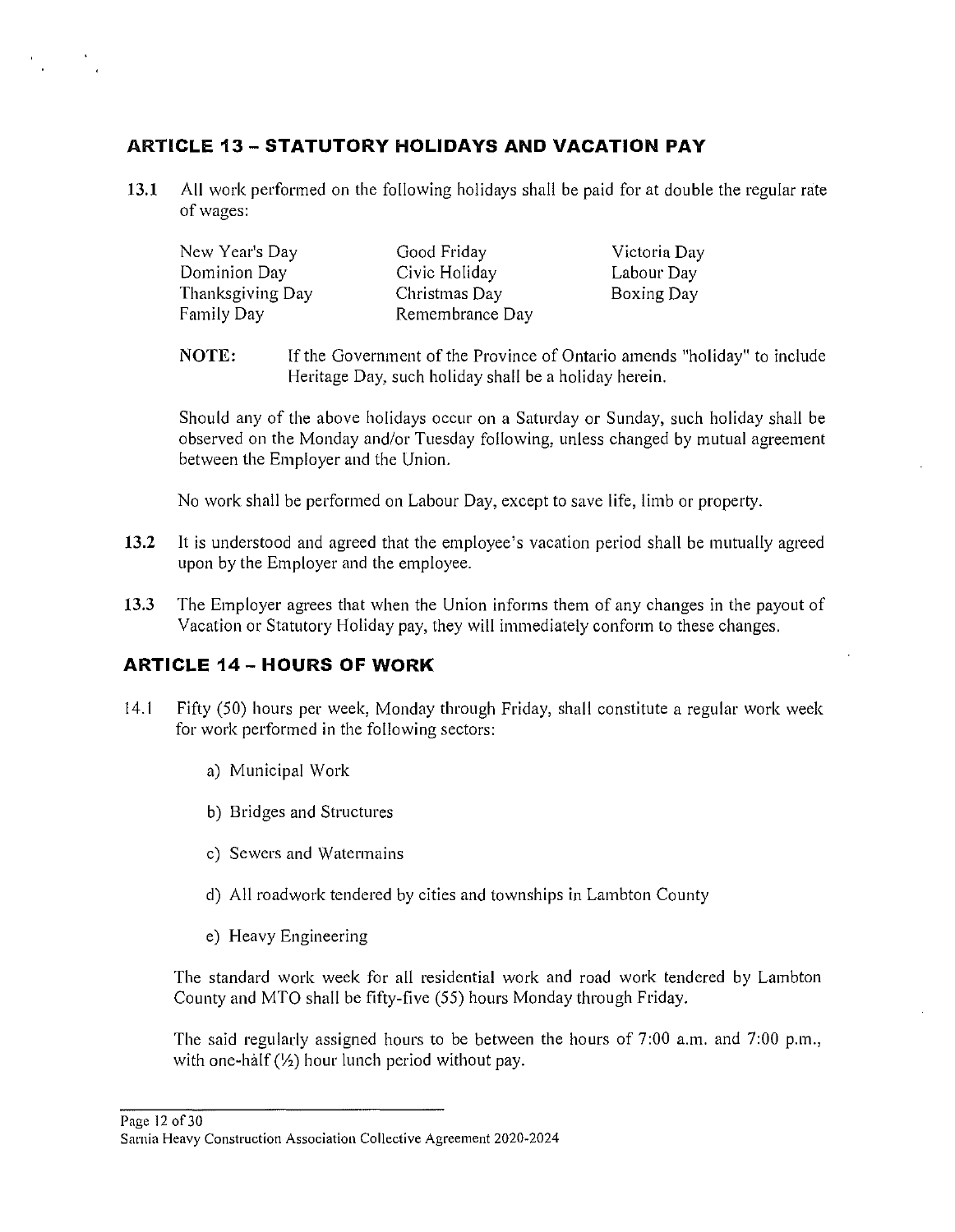## ARTICLE 13 – STATUTORY HOLIDAYS AND VACATION PAY

**13.1** All work performed on the following holidays shall be paid for at double the regular rate of wages:

| | | |
|---|---|---|
| New Year's Day | Good Friday | Victoria Day |
| Dominion Day | Civic Holiday | Labour Day |
| Thanksgiving Day | Christmas Day | Boxing Day |
| Family Day | Remembrance Day | |

**NOTE:** If the Government of the Province of Ontario amends "holiday" to include Heritage Day, such holiday shall be a holiday herein.

Should any of the above holidays occur on a Saturday or Sunday, such holiday shall be observed on the Monday and/or Tuesday following, unless changed by mutual agreement between the Employer and the Union.

No work shall be performed on Labour Day, except to save life, limb or property.

**13.2** It is understood and agreed that the employee's vacation period shall be mutually agreed upon by the Employer and the employee.

**13.3** The Employer agrees that when the Union informs them of any changes in the payout of Vacation or Statutory Holiday pay, they will immediately conform to these changes.

## ARTICLE 14 – HOURS OF WORK

14.1 Fifty (50) hours per week, Monday through Friday, shall constitute a regular work week for work performed in the following sectors:

a) Municipal Work

b) Bridges and Structures

c) Sewers and Watermains

d) All roadwork tendered by cities and townships in Lambton County

e) Heavy Engineering

The standard work week for all residential work and road work tendered by Lambton County and MTO shall be fifty-five (55) hours Monday through Friday.

The said regularly assigned hours to be between the hours of 7:00 a.m. and 7:00 p.m., with one-half (½) hour lunch period without pay.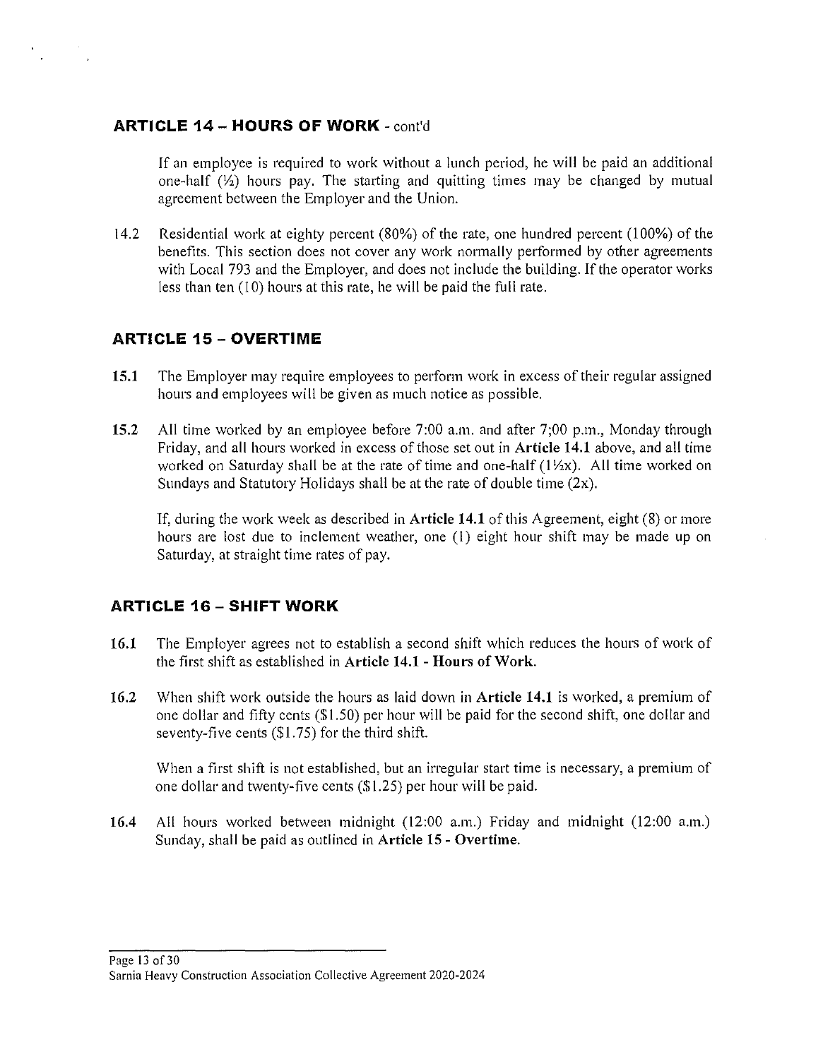## ARTICLE 14 – HOURS OF WORK - cont'd

If an employee is required to work without a lunch period, he will be paid an additional one-half (½) hours pay. The starting and quitting times may be changed by mutual agreement between the Employer and the Union.

14.2 Residential work at eighty percent (80%) of the rate, one hundred percent (100%) of the benefits. This section does not cover any work normally performed by other agreements with Local 793 and the Employer, and does not include the building. If the operator works less than ten (10) hours at this rate, he will be paid the full rate.

## ARTICLE 15 – OVERTIME

**15.1** The Employer may require employees to perform work in excess of their regular assigned hours and employees will be given as much notice as possible.

**15.2** All time worked by an employee before 7:00 a.m. and after 7;00 p.m., Monday through Friday, and all hours worked in excess of those set out in **Article 14.1** above, and all time worked on Saturday shall be at the rate of time and one-half (1½x). All time worked on Sundays and Statutory Holidays shall be at the rate of double time (2x).

If, during the work week as described in **Article 14.1** of this Agreement, eight (8) or more hours are lost due to inclement weather, one (1) eight hour shift may be made up on Saturday, at straight time rates of pay.

## ARTICLE 16 – SHIFT WORK

**16.1** The Employer agrees not to establish a second shift which reduces the hours of work of the first shift as established in **Article 14.1 - Hours of Work.**

**16.2** When shift work outside the hours as laid down in **Article 14.1** is worked, a premium of one dollar and fifty cents ($1.50) per hour will be paid for the second shift, one dollar and seventy-five cents ($1.75) for the third shift.

When a first shift is not established, but an irregular start time is necessary, a premium of one dollar and twenty-five cents ($1.25) per hour will be paid.

**16.4** All hours worked between midnight (12:00 a.m.) Friday and midnight (12:00 a.m.) Sunday, shall be paid as outlined in **Article 15 - Overtime.**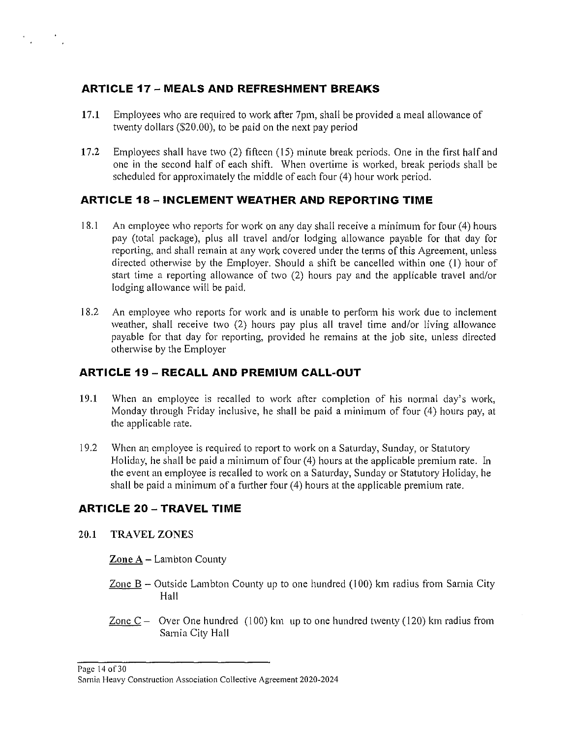## ARTICLE 17 – MEALS AND REFRESHMENT BREAKS

**17.1** Employees who are required to work after 7pm, shall be provided a meal allowance of twenty dollars ($20.00), to be paid on the next pay period

**17.2** Employees shall have two (2) fifteen (15) minute break periods. One in the first half and one in the second half of each shift. When overtime is worked, break periods shall be scheduled for approximately the middle of each four (4) hour work period.

## ARTICLE 18 – INCLEMENT WEATHER AND REPORTING TIME

18.1 An employee who reports for work on any day shall receive a minimum for four (4) hours pay (total package), plus all travel and/or lodging allowance payable for that day for reporting, and shall remain at any work covered under the terms of this Agreement, unless directed otherwise by the Employer. Should a shift be cancelled within one (1) hour of start time a reporting allowance of two (2) hours pay and the applicable travel and/or lodging allowance will be paid.

18.2 An employee who reports for work and is unable to perform his work due to inclement weather, shall receive two (2) hours pay plus all travel time and/or living allowance payable for that day for reporting, provided he remains at the job site, unless directed otherwise by the Employer

## ARTICLE 19 – RECALL AND PREMIUM CALL-OUT

**19.1** When an employee is recalled to work after completion of his normal day's work, Monday through Friday inclusive, he shall be paid a minimum of four (4) hours pay, at the applicable rate.

19.2 When an employee is required to report to work on a Saturday, Sunday, or Statutory Holiday, he shall be paid a minimum of four (4) hours at the applicable premium rate. In the event an employee is recalled to work on a Saturday, Sunday or Statutory Holiday, he shall be paid a minimum of a further four (4) hours at the applicable premium rate.

## ARTICLE 20 – TRAVEL TIME

**20.1 TRAVEL ZONES**

**Zone A** – Lambton County

Zone B – Outside Lambton County up to one hundred (100) km radius from Sarnia City Hall

Zone C – Over One hundred (100) km up to one hundred twenty (120) km radius from Sarnia City Hall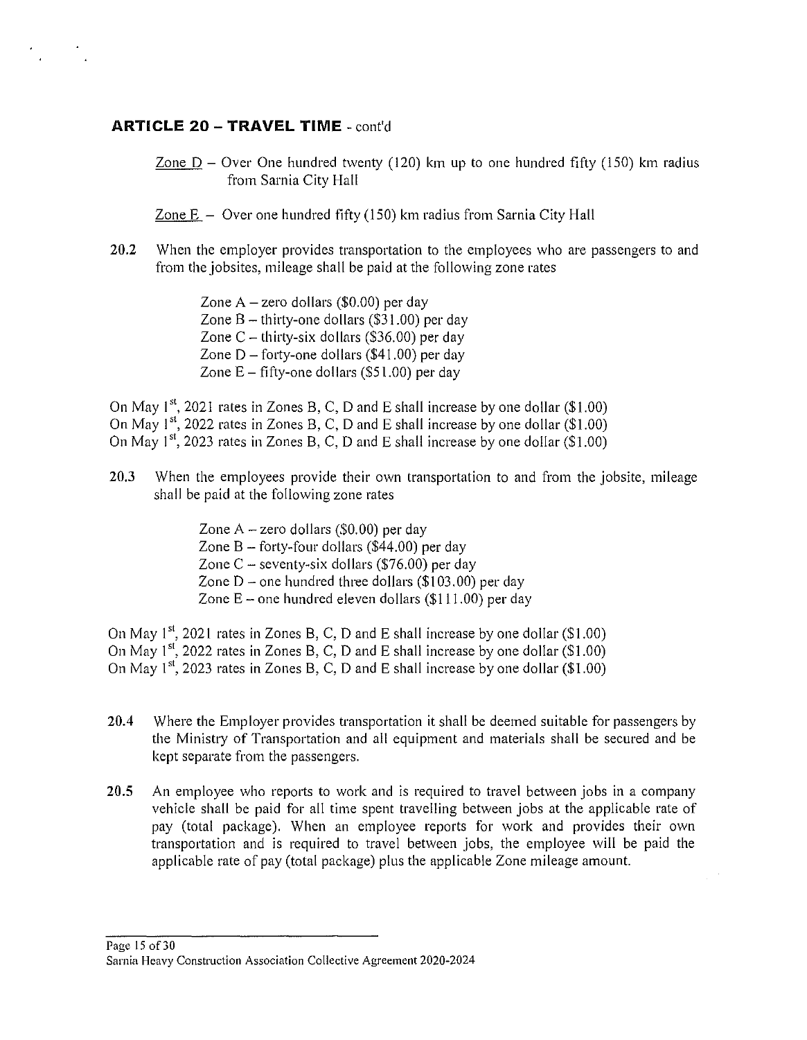## ARTICLE 20 – TRAVEL TIME - cont'd

Zone D – Over One hundred twenty (120) km up to one hundred fifty (150) km radius from Sarnia City Hall

Zone E – Over one hundred fifty (150) km radius from Sarnia City Hall

**20.2** When the employer provides transportation to the employees who are passengers to and from the jobsites, mileage shall be paid at the following zone rates

Zone A – zero dollars ($0.00) per day
Zone B – thirty-one dollars ($31.00) per day
Zone C – thirty-six dollars ($36.00) per day
Zone D – forty-one dollars ($41.00) per day
Zone E – fifty-one dollars ($51.00) per day

On May 1st, 2021 rates in Zones B, C, D and E shall increase by one dollar ($1.00)
On May 1st, 2022 rates in Zones B, C, D and E shall increase by one dollar ($1.00)
On May 1st, 2023 rates in Zones B, C, D and E shall increase by one dollar ($1.00)

**20.3** When the employees provide their own transportation to and from the jobsite, mileage shall be paid at the following zone rates

Zone A – zero dollars ($0.00) per day
Zone B – forty-four dollars ($44.00) per day
Zone C – seventy-six dollars ($76.00) per day
Zone D – one hundred three dollars ($103.00) per day
Zone E – one hundred eleven dollars ($111.00) per day

On May 1st, 2021 rates in Zones B, C, D and E shall increase by one dollar ($1.00)
On May 1st, 2022 rates in Zones B, C, D and E shall increase by one dollar ($1.00)
On May 1st, 2023 rates in Zones B, C, D and E shall increase by one dollar ($1.00)

**20.4** Where the Employer provides transportation it shall be deemed suitable for passengers by the Ministry of Transportation and all equipment and materials shall be secured and be kept separate from the passengers.

**20.5** An employee who reports to work and is required to travel between jobs in a company vehicle shall be paid for all time spent travelling between jobs at the applicable rate of pay (total package). When an employee reports for work and provides their own transportation and is required to travel between jobs, the employee will be paid the applicable rate of pay (total package) plus the applicable Zone mileage amount.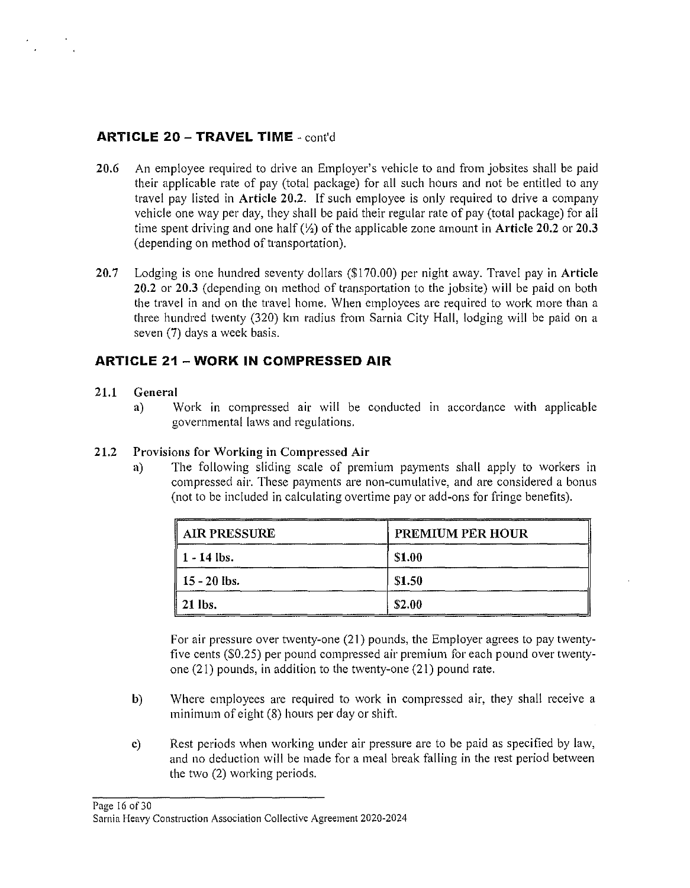## ARTICLE 20 – TRAVEL TIME - cont'd

**20.6** An employee required to drive an Employer's vehicle to and from jobsites shall be paid their applicable rate of pay (total package) for all such hours and not be entitled to any travel pay listed in **Article 20.2**. If such employee is only required to drive a company vehicle one way per day, they shall be paid their regular rate of pay (total package) for all time spent driving and one half (½) of the applicable zone amount in **Article 20.2** or **20.3** (depending on method of transportation).

**20.7** Lodging is one hundred seventy dollars ($170.00) per night away. Travel pay in **Article 20.2** or **20.3** (depending on method of transportation to the jobsite) will be paid on both the travel in and on the travel home. When employees are required to work more than a three hundred twenty (320) km radius from Sarnia City Hall, lodging will be paid on a seven (7) days a week basis.

## ARTICLE 21 – WORK IN COMPRESSED AIR

**21.1 General**

a) Work in compressed air will be conducted in accordance with applicable governmental laws and regulations.

**21.2 Provisions for Working in Compressed Air**

a) The following sliding scale of premium payments shall apply to workers in compressed air. These payments are non-cumulative, and are considered a bonus (not to be included in calculating overtime pay or add-ons for fringe benefits).

| AIR PRESSURE | PREMIUM PER HOUR |
|---|---|
| **1 - 14 lbs.** | **$1.00** |
| **15 - 20 lbs.** | **$1.50** |
| **21 lbs.** | **$2.00** |

For air pressure over twenty-one (21) pounds, the Employer agrees to pay twenty-five cents ($0.25) per pound compressed air premium for each pound over twenty-one (21) pounds, in addition to the twenty-one (21) pound rate.

b) Where employees are required to work in compressed air, they shall receive a minimum of eight (8) hours per day or shift.

c) Rest periods when working under air pressure are to be paid as specified by law, and no deduction will be made for a meal break falling in the rest period between the two (2) working periods.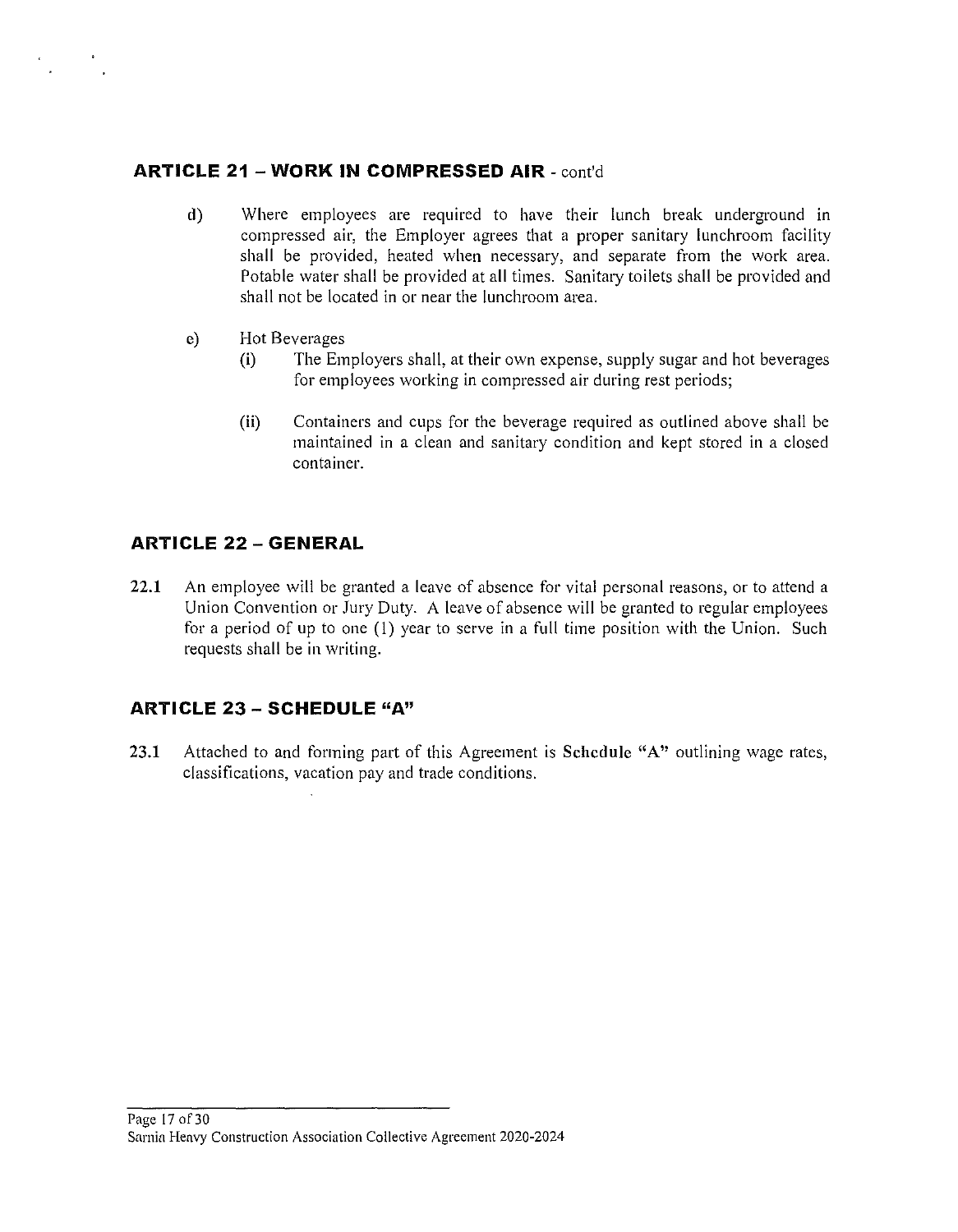## ARTICLE 21 – WORK IN COMPRESSED AIR - cont'd

d) Where employees are required to have their lunch break underground in compressed air, the Employer agrees that a proper sanitary lunchroom facility shall be provided, heated when necessary, and separate from the work area. Potable water shall be provided at all times. Sanitary toilets shall be provided and shall not be located in or near the lunchroom area.

e) Hot Beverages

   (i) The Employers shall, at their own expense, supply sugar and hot beverages for employees working in compressed air during rest periods;

   (ii) Containers and cups for the beverage required as outlined above shall be maintained in a clean and sanitary condition and kept stored in a closed container.

## ARTICLE 22 – GENERAL

**22.1** An employee will be granted a leave of absence for vital personal reasons, or to attend a Union Convention or Jury Duty. A leave of absence will be granted to regular employees for a period of up to one (1) year to serve in a full time position with the Union. Such requests shall be in writing.

## ARTICLE 23 – SCHEDULE "A"

**23.1** Attached to and forming part of this Agreement is **Schedule "A"** outlining wage rates, classifications, vacation pay and trade conditions.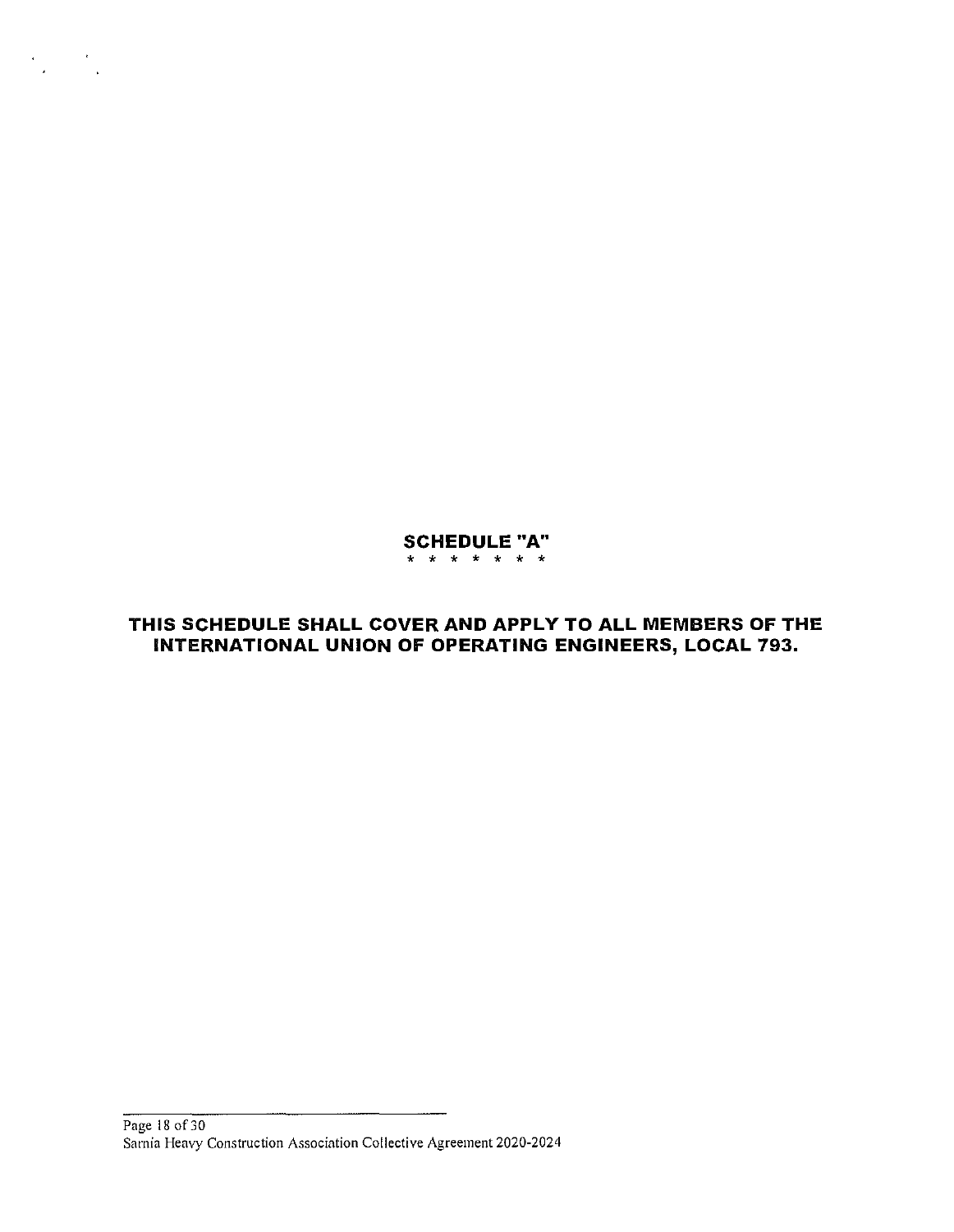# SCHEDULE "A"

\* \* \* \* \* \* \*

**THIS SCHEDULE SHALL COVER AND APPLY TO ALL MEMBERS OF THE INTERNATIONAL UNION OF OPERATING ENGINEERS, LOCAL 793.**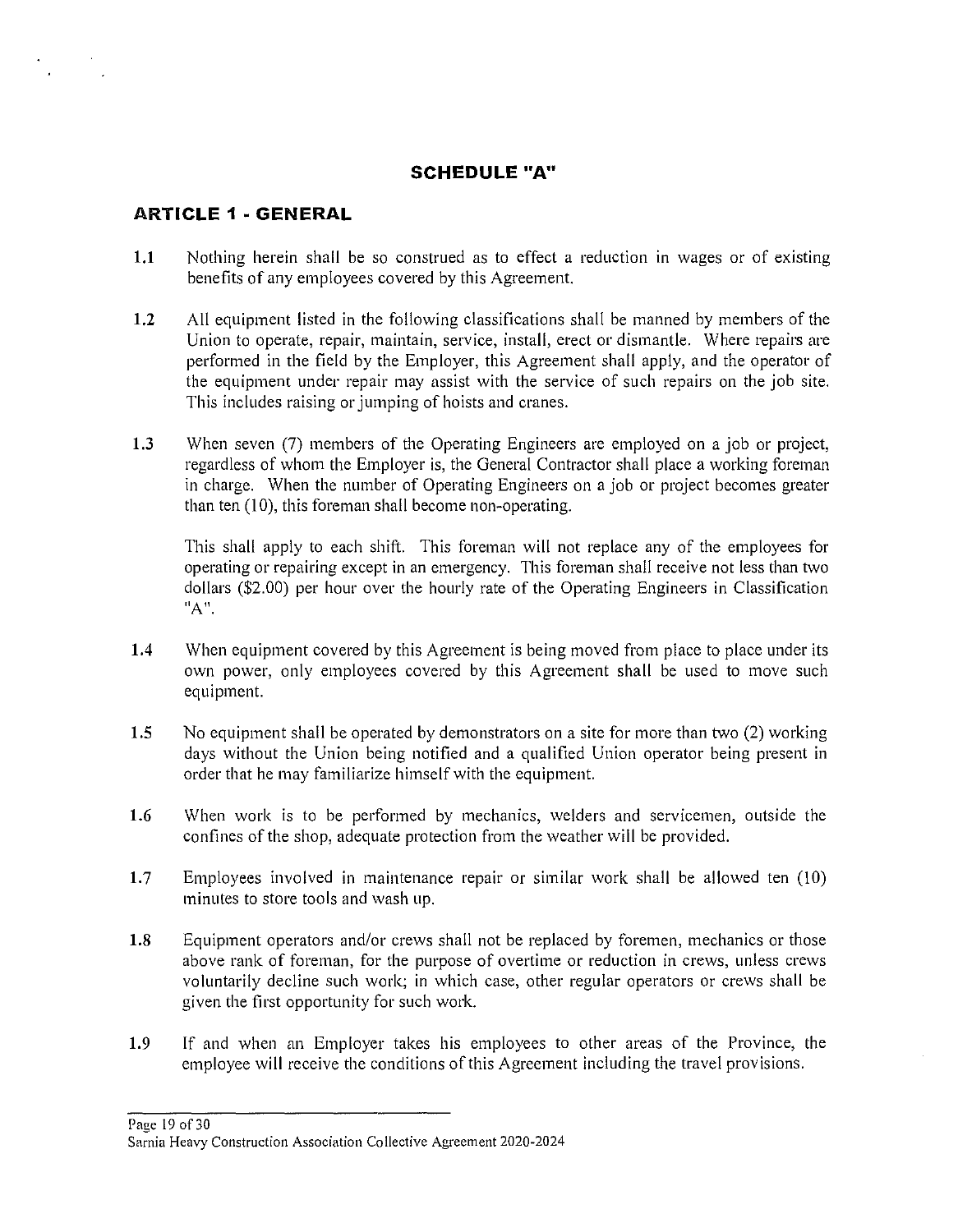## SCHEDULE "A"

### ARTICLE 1 - GENERAL

**1.1** Nothing herein shall be so construed as to effect a reduction in wages or of existing benefits of any employees covered by this Agreement.

**1.2** All equipment listed in the following classifications shall be manned by members of the Union to operate, repair, maintain, service, install, erect or dismantle. Where repairs are performed in the field by the Employer, this Agreement shall apply, and the operator of the equipment under repair may assist with the service of such repairs on the job site. This includes raising or jumping of hoists and cranes.

**1.3** When seven (7) members of the Operating Engineers are employed on a job or project, regardless of whom the Employer is, the General Contractor shall place a working foreman in charge. When the number of Operating Engineers on a job or project becomes greater than ten (10), this foreman shall become non-operating.

This shall apply to each shift. This foreman will not replace any of the employees for operating or repairing except in an emergency. This foreman shall receive not less than two dollars ($2.00) per hour over the hourly rate of the Operating Engineers in Classification "A".

**1.4** When equipment covered by this Agreement is being moved from place to place under its own power, only employees covered by this Agreement shall be used to move such equipment.

**1.5** No equipment shall be operated by demonstrators on a site for more than two (2) working days without the Union being notified and a qualified Union operator being present in order that he may familiarize himself with the equipment.

**1.6** When work is to be performed by mechanics, welders and servicemen, outside the confines of the shop, adequate protection from the weather will be provided.

**1.7** Employees involved in maintenance repair or similar work shall be allowed ten (10) minutes to store tools and wash up.

**1.8** Equipment operators and/or crews shall not be replaced by foremen, mechanics or those above rank of foreman, for the purpose of overtime or reduction in crews, unless crews voluntarily decline such work; in which case, other regular operators or crews shall be given the first opportunity for such work.

**1.9** If and when an Employer takes his employees to other areas of the Province, the employee will receive the conditions of this Agreement including the travel provisions.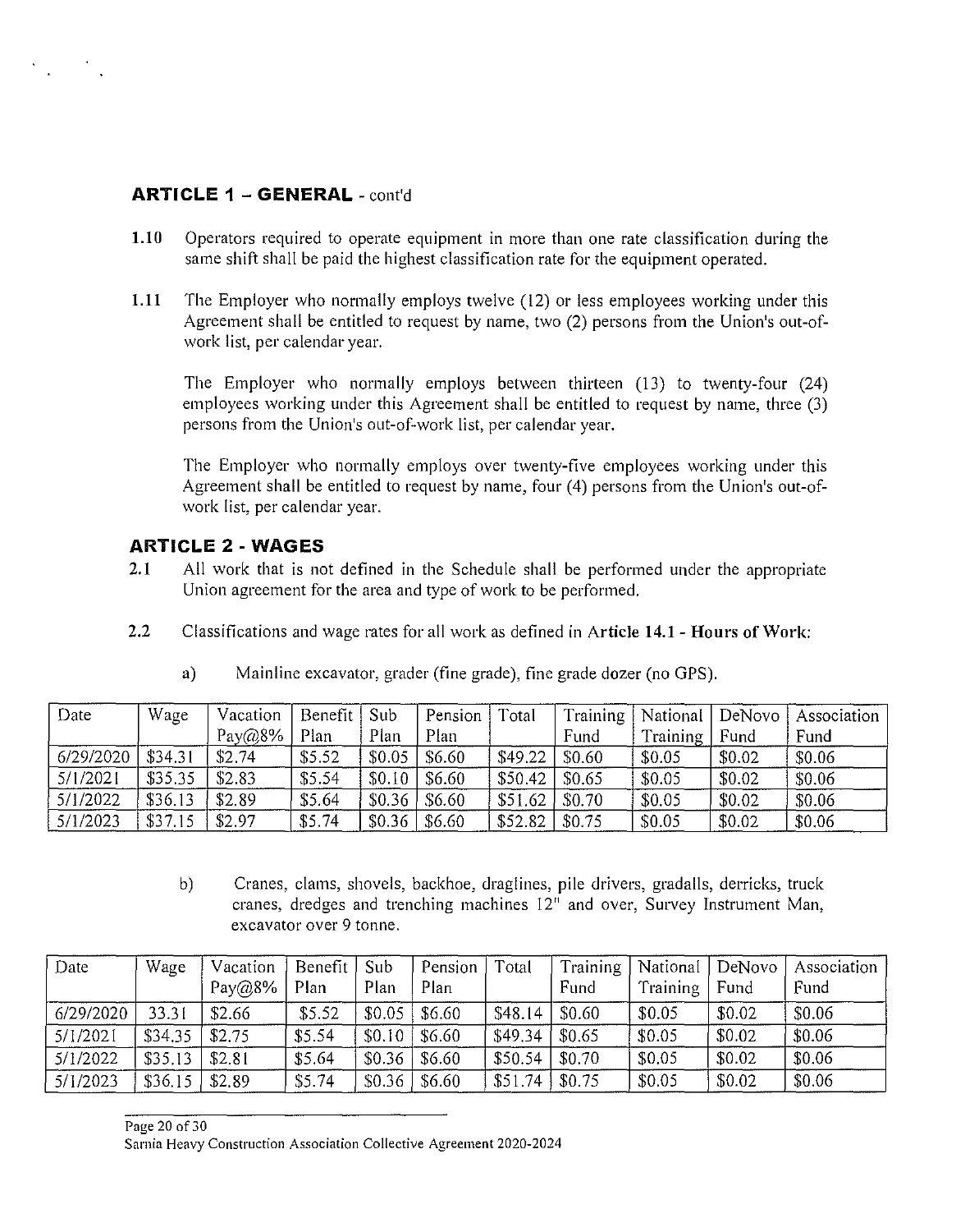## ARTICLE 1 – GENERAL - cont'd

**1.10** Operators required to operate equipment in more than one rate classification during the same shift shall be paid the highest classification rate for the equipment operated.

**1.11** The Employer who normally employs twelve (12) or less employees working under this Agreement shall be entitled to request by name, two (2) persons from the Union's out-of-work list, per calendar year.

The Employer who normally employs between thirteen (13) to twenty-four (24) employees working under this Agreement shall be entitled to request by name, three (3) persons from the Union's out-of-work list, per calendar year.

The Employer who normally employs over twenty-five employees working under this Agreement shall be entitled to request by name, four (4) persons from the Union's out-of-work list, per calendar year.

## ARTICLE 2 - WAGES

**2.1** All work that is not defined in the Schedule shall be performed under the appropriate Union agreement for the area and type of work to be performed.

**2.2** Classifications and wage rates for all work as defined in **Article 14.1 - Hours of Work**:

a) Mainline excavator, grader (fine grade), fine grade dozer (no GPS).

| Date | Wage | Vacation Pay@8% | Benefit Plan | Sub Plan | Pension Plan | Total | Training Fund | National Training | DeNovo Fund | Association Fund |
|---|---|---|---|---|---|---|---|---|---|---|
| 6/29/2020 | $34.31 | $2.74 | $5.52 | $0.05 | $6.60 | $49.22 | $0.60 | $0.05 | $0.02 | $0.06 |
| 5/1/2021 | $35.35 | $2.83 | $5.54 | $0.10 | $6.60 | $50.42 | $0.65 | $0.05 | $0.02 | $0.06 |
| 5/1/2022 | $36.13 | $2.89 | $5.64 | $0.36 | $6.60 | $51.62 | $0.70 | $0.05 | $0.02 | $0.06 |
| 5/1/2023 | $37.15 | $2.97 | $5.74 | $0.36 | $6.60 | $52.82 | $0.75 | $0.05 | $0.02 | $0.06 |

b) Cranes, clams, shovels, backhoe, draglines, pile drivers, gradalls, derricks, truck cranes, dredges and trenching machines 12" and over, Survey Instrument Man, excavator over 9 tonne.

| Date | Wage | Vacation Pay@8% | Benefit Plan | Sub Plan | Pension Plan | Total | Training Fund | National Training | DeNovo Fund | Association Fund |
|---|---|---|---|---|---|---|---|---|---|---|
| 6/29/2020 | 33.31 | $2.66 | $5.52 | $0.05 | $6.60 | $48.14 | $0.60 | $0.05 | $0.02 | $0.06 |
| 5/1/2021 | $34.35 | $2.75 | $5.54 | $0.10 | $6.60 | $49.34 | $0.65 | $0.05 | $0.02 | $0.06 |
| 5/1/2022 | $35.13 | $2.81 | $5.64 | $0.36 | $6.60 | $50.54 | $0.70 | $0.05 | $0.02 | $0.06 |
| 5/1/2023 | $36.15 | $2.89 | $5.74 | $0.36 | $6.60 | $51.74 | $0.75 | $0.05 | $0.02 | $0.06 |

Sarnia Heavy Construction Association Collective Agreement 2020-2024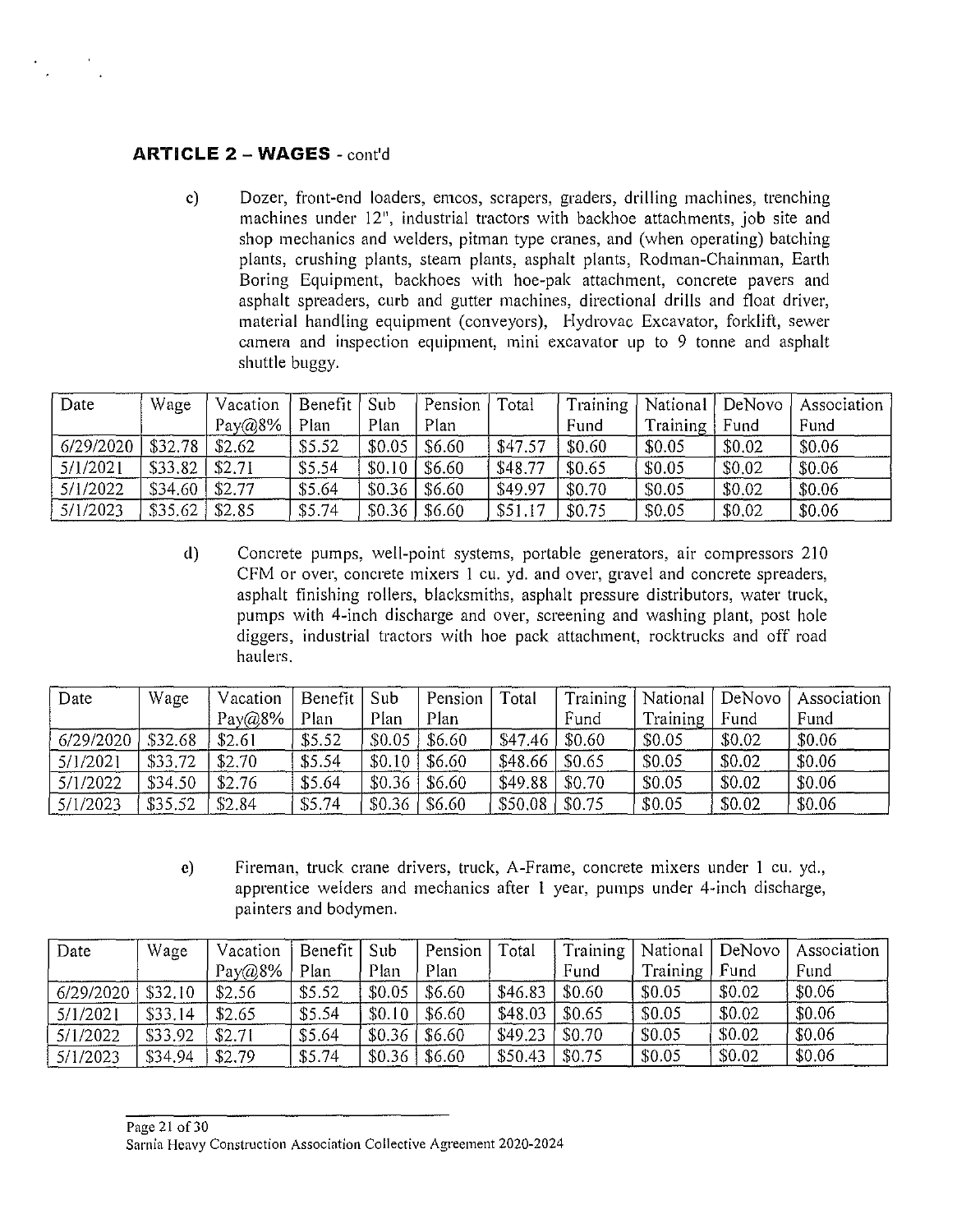## ARTICLE 2 – WAGES - cont'd

c) Dozer, front-end loaders, emcos, scrapers, graders, drilling machines, trenching machines under 12", industrial tractors with backhoe attachments, job site and shop mechanics and welders, pitman type cranes, and (when operating) batching plants, crushing plants, steam plants, asphalt plants, Rodman-Chainman, Earth Boring Equipment, backhoes with hoe-pak attachment, concrete pavers and asphalt spreaders, curb and gutter machines, directional drills and float driver, material handling equipment (conveyors), Hydrovac Excavator, forklift, sewer camera and inspection equipment, mini excavator up to 9 tonne and asphalt shuttle buggy.

| Date | Wage | Vacation Pay@8% | Benefit Plan | Sub Plan | Pension Plan | Total | Training Fund | National Training | DeNovo Fund | Association Fund |
|---|---|---|---|---|---|---|---|---|---|---|
| 6/29/2020 | $32.78 | $2.62 | $5.52 | $0.05 | $6.60 | $47.57 | $0.60 | $0.05 | $0.02 | $0.06 |
| 5/1/2021 | $33.82 | $2.71 | $5.54 | $0.10 | $6.60 | $48.77 | $0.65 | $0.05 | $0.02 | $0.06 |
| 5/1/2022 | $34.60 | $2.77 | $5.64 | $0.36 | $6.60 | $49.97 | $0.70 | $0.05 | $0.02 | $0.06 |
| 5/1/2023 | $35.62 | $2.85 | $5.74 | $0.36 | $6.60 | $51.17 | $0.75 | $0.05 | $0.02 | $0.06 |

d) Concrete pumps, well-point systems, portable generators, air compressors 210 CFM or over, concrete mixers 1 cu. yd. and over, gravel and concrete spreaders, asphalt finishing rollers, blacksmiths, asphalt pressure distributors, water truck, pumps with 4-inch discharge and over, screening and washing plant, post hole diggers, industrial tractors with hoe pack attachment, rocktrucks and off road haulers.

| Date | Wage | Vacation Pay@8% | Benefit Plan | Sub Plan | Pension Plan | Total | Training Fund | National Training | DeNovo Fund | Association Fund |
|---|---|---|---|---|---|---|---|---|---|---|
| 6/29/2020 | $32.68 | $2.61 | $5.52 | $0.05 | $6.60 | $47.46 | $0.60 | $0.05 | $0.02 | $0.06 |
| 5/1/2021 | $33.72 | $2.70 | $5.54 | $0.10 | $6.60 | $48.66 | $0.65 | $0.05 | $0.02 | $0.06 |
| 5/1/2022 | $34.50 | $2.76 | $5.64 | $0.36 | $6.60 | $49.88 | $0.70 | $0.05 | $0.02 | $0.06 |
| 5/1/2023 | $35.52 | $2.84 | $5.74 | $0.36 | $6.60 | $50.08 | $0.75 | $0.05 | $0.02 | $0.06 |

e) Fireman, truck crane drivers, truck, A-Frame, concrete mixers under 1 cu. yd., apprentice welders and mechanics after 1 year, pumps under 4-inch discharge, painters and bodymen.

| Date | Wage | Vacation Pay@8% | Benefit Plan | Sub Plan | Pension Plan | Total | Training Fund | National Training | DeNovo Fund | Association Fund |
|---|---|---|---|---|---|---|---|---|---|---|
| 6/29/2020 | $32.10 | $2.56 | $5.52 | $0.05 | $6.60 | $46.83 | $0.60 | $0.05 | $0.02 | $0.06 |
| 5/1/2021 | $33.14 | $2.65 | $5.54 | $0.10 | $6.60 | $48.03 | $0.65 | $0.05 | $0.02 | $0.06 |
| 5/1/2022 | $33.92 | $2.71 | $5.64 | $0.36 | $6.60 | $49.23 | $0.70 | $0.05 | $0.02 | $0.06 |
| 5/1/2023 | $34.94 | $2.79 | $5.74 | $0.36 | $6.60 | $50.43 | $0.75 | $0.05 | $0.02 | $0.06 |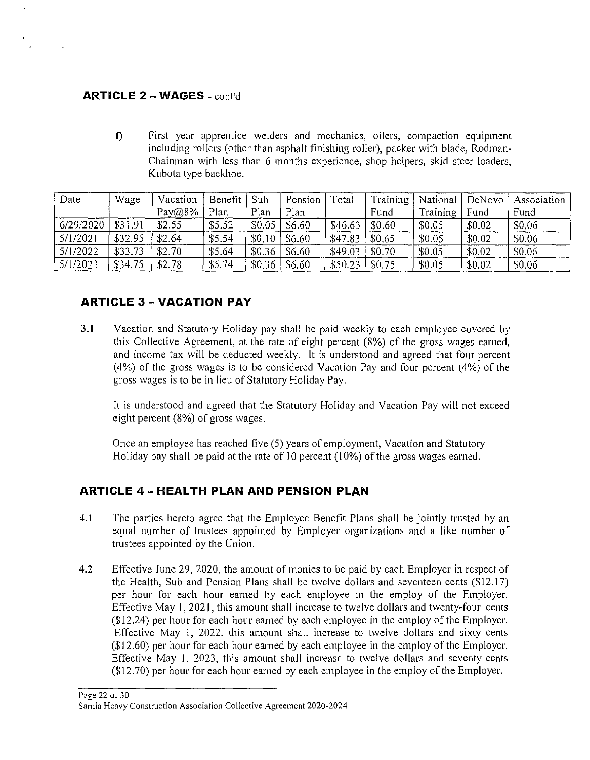## ARTICLE 2 – WAGES - cont'd

f) First year apprentice welders and mechanics, oilers, compaction equipment including rollers (other than asphalt finishing roller), packer with blade, Rodman-Chainman with less than 6 months experience, shop helpers, skid steer loaders, Kubota type backhoe.

| Date | Wage | Vacation Pay@8% | Benefit Plan | Sub Plan | Pension Plan | Total | Training Fund | National Training | DeNovo Fund | Association Fund |
|---|---|---|---|---|---|---|---|---|---|---|
| 6/29/2020 | $31.91 | $2.55 | $5.52 | $0.05 | $6.60 | $46.63 | $0.60 | $0.05 | $0.02 | $0.06 |
| 5/1/2021 | $32.95 | $2.64 | $5.54 | $0.10 | $6.60 | $47.83 | $0.65 | $0.05 | $0.02 | $0.06 |
| 5/1/2022 | $33.73 | $2.70 | $5.64 | $0.36 | $6.60 | $49.03 | $0.70 | $0.05 | $0.02 | $0.06 |
| 5/1/2023 | $34.75 | $2.78 | $5.74 | $0.36 | $6.60 | $50.23 | $0.75 | $0.05 | $0.02 | $0.06 |

## ARTICLE 3 – VACATION PAY

**3.1** Vacation and Statutory Holiday pay shall be paid weekly to each employee covered by this Collective Agreement, at the rate of eight percent (8%) of the gross wages earned, and income tax will be deducted weekly. It is understood and agreed that four percent (4%) of the gross wages is to be considered Vacation Pay and four percent (4%) of the gross wages is to be in lieu of Statutory Holiday Pay.

It is understood and agreed that the Statutory Holiday and Vacation Pay will not exceed eight percent (8%) of gross wages.

Once an employee has reached five (5) years of employment, Vacation and Statutory Holiday pay shall be paid at the rate of 10 percent (10%) of the gross wages earned.

## ARTICLE 4 – HEALTH PLAN AND PENSION PLAN

**4.1** The parties hereto agree that the Employee Benefit Plans shall be jointly trusted by an equal number of trustees appointed by Employer organizations and a like number of trustees appointed by the Union.

**4.2** Effective June 29, 2020, the amount of monies to be paid by each Employer in respect of the Health, Sub and Pension Plans shall be twelve dollars and seventeen cents ($12.17) per hour for each hour earned by each employee in the employ of the Employer. Effective May 1, 2021, this amount shall increase to twelve dollars and twenty-four cents ($12.24) per hour for each hour earned by each employee in the employ of the Employer. Effective May 1, 2022, this amount shall increase to twelve dollars and sixty cents ($12.60) per hour for each hour earned by each employee in the employ of the Employer. Effective May 1, 2023, this amount shall increase to twelve dollars and seventy cents ($12.70) per hour for each hour earned by each employee in the employ of the Employer.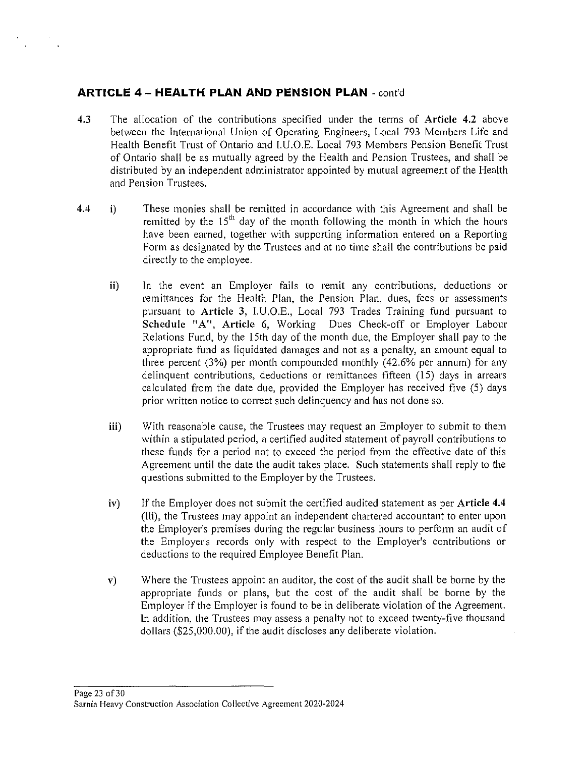## ARTICLE 4 – HEALTH PLAN AND PENSION PLAN - cont'd

4.3 The allocation of the contributions specified under the terms of **Article 4.2** above between the International Union of Operating Engineers, Local 793 Members Life and Health Benefit Trust of Ontario and I.U.O.E. Local 793 Members Pension Benefit Trust of Ontario shall be as mutually agreed by the Health and Pension Trustees, and shall be distributed by an independent administrator appointed by mutual agreement of the Health and Pension Trustees.

4.4 i) These monies shall be remitted in accordance with this Agreement and shall be remitted by the 15th day of the month following the month in which the hours have been earned, together with supporting information entered on a Reporting Form as designated by the Trustees and at no time shall the contributions be paid directly to the employee.

ii) In the event an Employer fails to remit any contributions, deductions or remittances for the Health Plan, the Pension Plan, dues, fees or assessments pursuant to **Article 3**, I.U.O.E., Local 793 Trades Training fund pursuant to **Schedule "A", Article 6**, Working Dues Check-off or Employer Labour Relations Fund, by the 15th day of the month due, the Employer shall pay to the appropriate fund as liquidated damages and not as a penalty, an amount equal to three percent (3%) per month compounded monthly (42.6% per annum) for any delinquent contributions, deductions or remittances fifteen (15) days in arrears calculated from the date due, provided the Employer has received five (5) days prior written notice to correct such delinquency and has not done so.

iii) With reasonable cause, the Trustees may request an Employer to submit to them within a stipulated period, a certified audited statement of payroll contributions to these funds for a period not to exceed the period from the effective date of this Agreement until the date the audit takes place. Such statements shall reply to the questions submitted to the Employer by the Trustees.

iv) If the Employer does not submit the certified audited statement as per **Article 4.4 (iii)**, the Trustees may appoint an independent chartered accountant to enter upon the Employer's premises during the regular business hours to perform an audit of the Employer's records only with respect to the Employer's contributions or deductions to the required Employee Benefit Plan.

v) Where the Trustees appoint an auditor, the cost of the audit shall be borne by the appropriate funds or plans, but the cost of the audit shall be borne by the Employer if the Employer is found to be in deliberate violation of the Agreement. In addition, the Trustees may assess a penalty not to exceed twenty-five thousand dollars ($25,000.00), if the audit discloses any deliberate violation.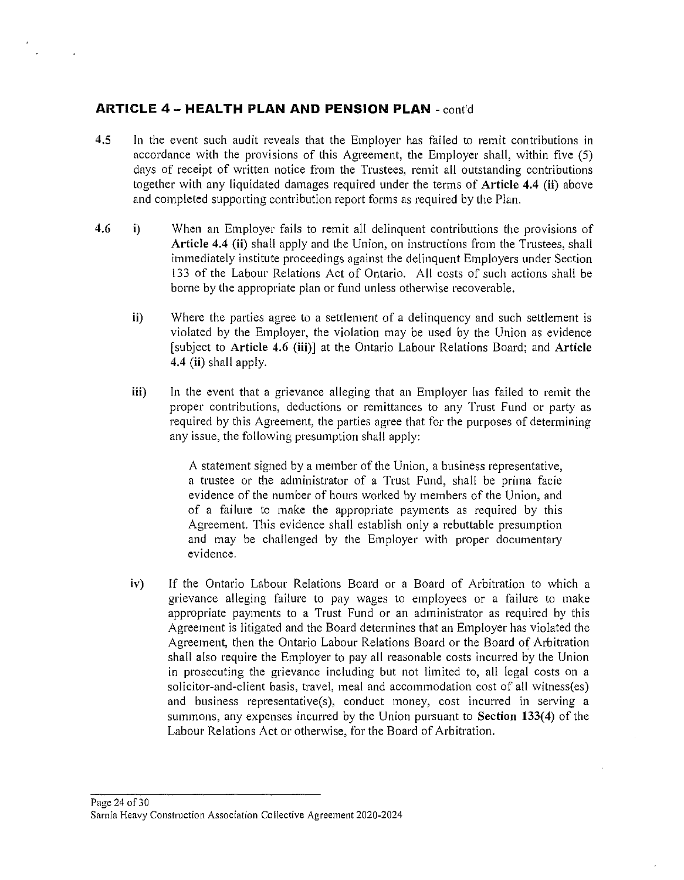## ARTICLE 4 – HEALTH PLAN AND PENSION PLAN - cont'd

**4.5** In the event such audit reveals that the Employer has failed to remit contributions in accordance with the provisions of this Agreement, the Employer shall, within five (5) days of receipt of written notice from the Trustees, remit all outstanding contributions together with any liquidated damages required under the terms of **Article 4.4 (ii)** above and completed supporting contribution report forms as required by the Plan.

**4.6** **i)** When an Employer fails to remit all delinquent contributions the provisions of **Article 4.4 (ii)** shall apply and the Union, on instructions from the Trustees, shall immediately institute proceedings against the delinquent Employers under Section 133 of the Labour Relations Act of Ontario. All costs of such actions shall be borne by the appropriate plan or fund unless otherwise recoverable.

**ii)** Where the parties agree to a settlement of a delinquency and such settlement is violated by the Employer, the violation may be used by the Union as evidence [subject to **Article 4.6 (iii)**] at the Ontario Labour Relations Board; and **Article 4.4 (ii)** shall apply.

**iii)** In the event that a grievance alleging that an Employer has failed to remit the proper contributions, deductions or remittances to any Trust Fund or party as required by this Agreement, the parties agree that for the purposes of determining any issue, the following presumption shall apply:

> A statement signed by a member of the Union, a business representative, a trustee or the administrator of a Trust Fund, shall be prima facie evidence of the number of hours worked by members of the Union, and of a failure to make the appropriate payments as required by this Agreement. This evidence shall establish only a rebuttable presumption and may be challenged by the Employer with proper documentary evidence.

**iv)** If the Ontario Labour Relations Board or a Board of Arbitration to which a grievance alleging failure to pay wages to employees or a failure to make appropriate payments to a Trust Fund or an administrator as required by this Agreement is litigated and the Board determines that an Employer has violated the Agreement, then the Ontario Labour Relations Board or the Board of Arbitration shall also require the Employer to pay all reasonable costs incurred by the Union in prosecuting the grievance including but not limited to, all legal costs on a solicitor-and-client basis, travel, meal and accommodation cost of all witness(es) and business representative(s), conduct money, cost incurred in serving a summons, any expenses incurred by the Union pursuant to **Section 133(4)** of the Labour Relations Act or otherwise, for the Board of Arbitration.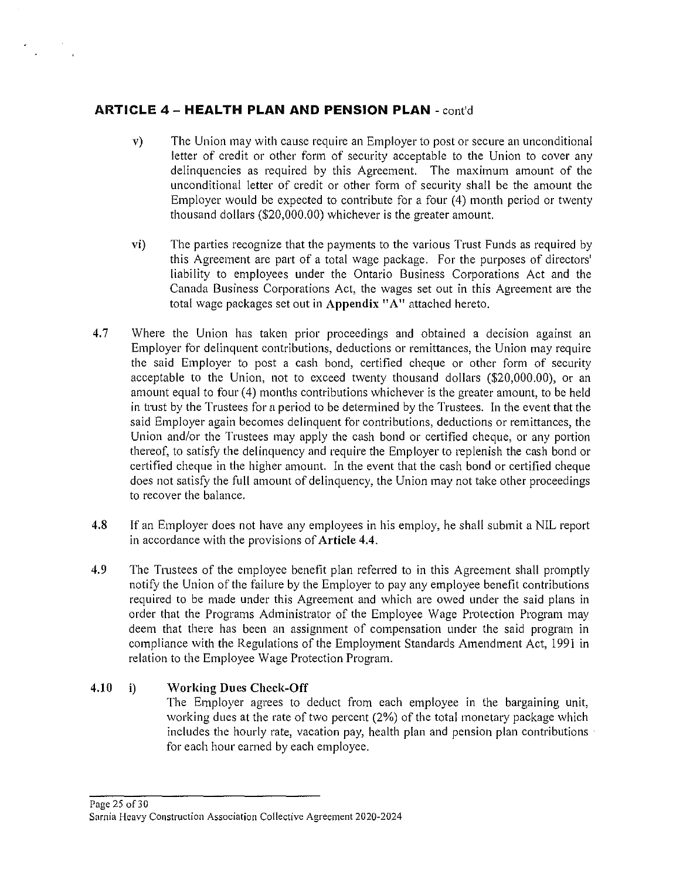## ARTICLE 4 – HEALTH PLAN AND PENSION PLAN - cont'd

v) The Union may with cause require an Employer to post or secure an unconditional letter of credit or other form of security acceptable to the Union to cover any delinquencies as required by this Agreement. The maximum amount of the unconditional letter of credit or other form of security shall be the amount the Employer would be expected to contribute for a four (4) month period or twenty thousand dollars ($20,000.00) whichever is the greater amount.

vi) The parties recognize that the payments to the various Trust Funds as required by this Agreement are part of a total wage package. For the purposes of directors' liability to employees under the Ontario Business Corporations Act and the Canada Business Corporations Act, the wages set out in this Agreement are the total wage packages set out in **Appendix "A"** attached hereto.

**4.7** Where the Union has taken prior proceedings and obtained a decision against an Employer for delinquent contributions, deductions or remittances, the Union may require the said Employer to post a cash bond, certified cheque or other form of security acceptable to the Union, not to exceed twenty thousand dollars ($20,000.00), or an amount equal to four (4) months contributions whichever is the greater amount, to be held in trust by the Trustees for a period to be determined by the Trustees. In the event that the said Employer again becomes delinquent for contributions, deductions or remittances, the Union and/or the Trustees may apply the cash bond or certified cheque, or any portion thereof, to satisfy the delinquency and require the Employer to replenish the cash bond or certified cheque in the higher amount. In the event that the cash bond or certified cheque does not satisfy the full amount of delinquency, the Union may not take other proceedings to recover the balance.

**4.8** If an Employer does not have any employees in his employ, he shall submit a NIL report in accordance with the provisions of **Article 4.4**.

**4.9** The Trustees of the employee benefit plan referred to in this Agreement shall promptly notify the Union of the failure by the Employer to pay any employee benefit contributions required to be made under this Agreement and which are owed under the said plans in order that the Programs Administrator of the Employee Wage Protection Program may deem that there has been an assignment of compensation under the said program in compliance with the Regulations of the Employment Standards Amendment Act, 1991 in relation to the Employee Wage Protection Program.

**4.10** i) **Working Dues Check-Off**

The Employer agrees to deduct from each employee in the bargaining unit, working dues at the rate of two percent (2%) of the total monetary package which includes the hourly rate, vacation pay, health plan and pension plan contributions for each hour earned by each employee.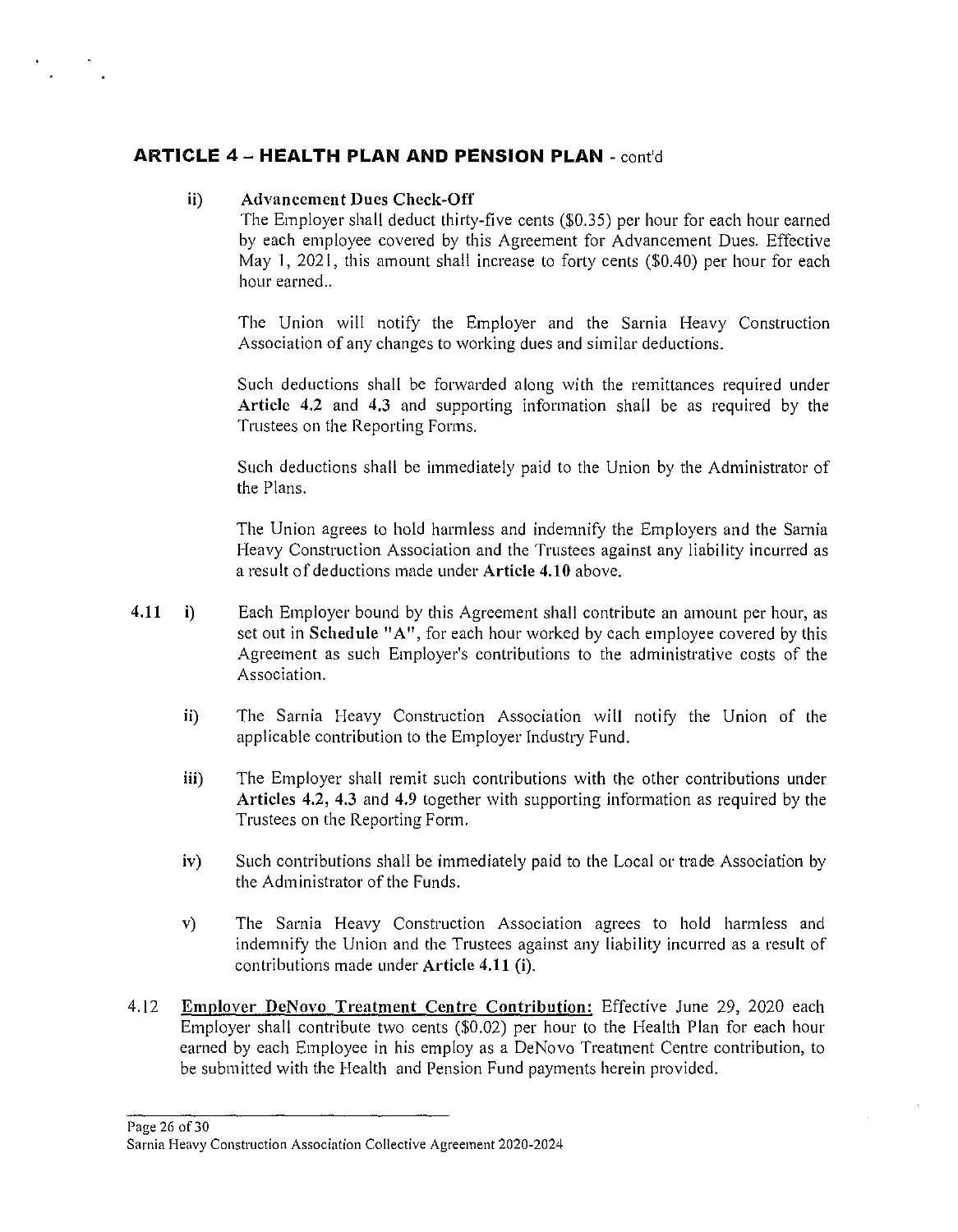## ARTICLE 4 – HEALTH PLAN AND PENSION PLAN - cont'd

ii) **Advancement Dues Check-Off**

The Employer shall deduct thirty-five cents ($0.35) per hour for each hour earned by each employee covered by this Agreement for Advancement Dues. Effective May 1, 2021, this amount shall increase to forty cents ($0.40) per hour for each hour earned..

The Union will notify the Employer and the Sarnia Heavy Construction Association of any changes to working dues and similar deductions.

Such deductions shall be forwarded along with the remittances required under **Article 4.2** and **4.3** and supporting information shall be as required by the Trustees on the Reporting Forms.

Such deductions shall be immediately paid to the Union by the Administrator of the Plans.

The Union agrees to hold harmless and indemnify the Employers and the Sarnia Heavy Construction Association and the Trustees against any liability incurred as a result of deductions made under **Article 4.10** above.

**4.11** i) Each Employer bound by this Agreement shall contribute an amount per hour, as set out in **Schedule "A"**, for each hour worked by each employee covered by this Agreement as such Employer's contributions to the administrative costs of the Association.

ii) The Sarnia Heavy Construction Association will notify the Union of the applicable contribution to the Employer Industry Fund.

iii) The Employer shall remit such contributions with the other contributions under **Articles 4.2, 4.3** and **4.9** together with supporting information as required by the Trustees on the Reporting Form.

iv) Such contributions shall be immediately paid to the Local or trade Association by the Administrator of the Funds.

v) The Sarnia Heavy Construction Association agrees to hold harmless and indemnify the Union and the Trustees against any liability incurred as a result of contributions made under **Article 4.11 (i)**.

4.12 **Employer DeNovo Treatment Centre Contribution:** Effective June 29, 2020 each Employer shall contribute two cents ($0.02) per hour to the Health Plan for each hour earned by each Employee in his employ as a DeNovo Treatment Centre contribution, to be submitted with the Health and Pension Fund payments herein provided.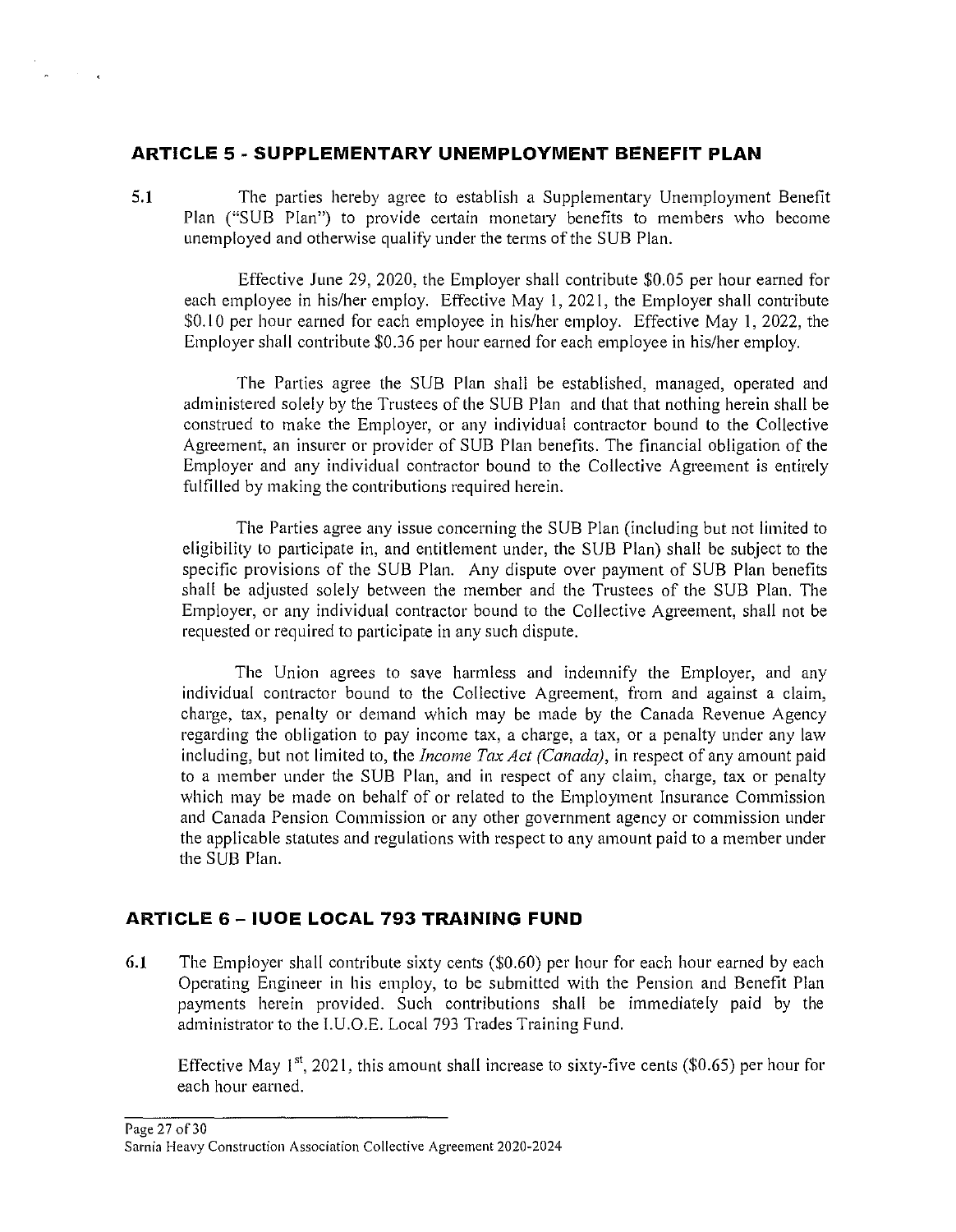## ARTICLE 5 - SUPPLEMENTARY UNEMPLOYMENT BENEFIT PLAN

5.1 The parties hereby agree to establish a Supplementary Unemployment Benefit Plan ("SUB Plan") to provide certain monetary benefits to members who become unemployed and otherwise qualify under the terms of the SUB Plan.

Effective June 29, 2020, the Employer shall contribute $0.05 per hour earned for each employee in his/her employ. Effective May 1, 2021, the Employer shall contribute $0.10 per hour earned for each employee in his/her employ. Effective May 1, 2022, the Employer shall contribute $0.36 per hour earned for each employee in his/her employ.

The Parties agree the SUB Plan shall be established, managed, operated and administered solely by the Trustees of the SUB Plan and that that nothing herein shall be construed to make the Employer, or any individual contractor bound to the Collective Agreement, an insurer or provider of SUB Plan benefits. The financial obligation of the Employer and any individual contractor bound to the Collective Agreement is entirely fulfilled by making the contributions required herein.

The Parties agree any issue concerning the SUB Plan (including but not limited to eligibility to participate in, and entitlement under, the SUB Plan) shall be subject to the specific provisions of the SUB Plan. Any dispute over payment of SUB Plan benefits shall be adjusted solely between the member and the Trustees of the SUB Plan. The Employer, or any individual contractor bound to the Collective Agreement, shall not be requested or required to participate in any such dispute.

The Union agrees to save harmless and indemnify the Employer, and any individual contractor bound to the Collective Agreement, from and against a claim, charge, tax, penalty or demand which may be made by the Canada Revenue Agency regarding the obligation to pay income tax, a charge, a tax, or a penalty under any law including, but not limited to, the *Income Tax Act (Canada)*, in respect of any amount paid to a member under the SUB Plan, and in respect of any claim, charge, tax or penalty which may be made on behalf of or related to the Employment Insurance Commission and Canada Pension Commission or any other government agency or commission under the applicable statutes and regulations with respect to any amount paid to a member under the SUB Plan.

## ARTICLE 6 – IUOE LOCAL 793 TRAINING FUND

6.1 The Employer shall contribute sixty cents ($0.60) per hour for each hour earned by each Operating Engineer in his employ, to be submitted with the Pension and Benefit Plan payments herein provided. Such contributions shall be immediately paid by the administrator to the I.U.O.E. Local 793 Trades Training Fund.

Effective May 1st, 2021, this amount shall increase to sixty-five cents ($0.65) per hour for each hour earned.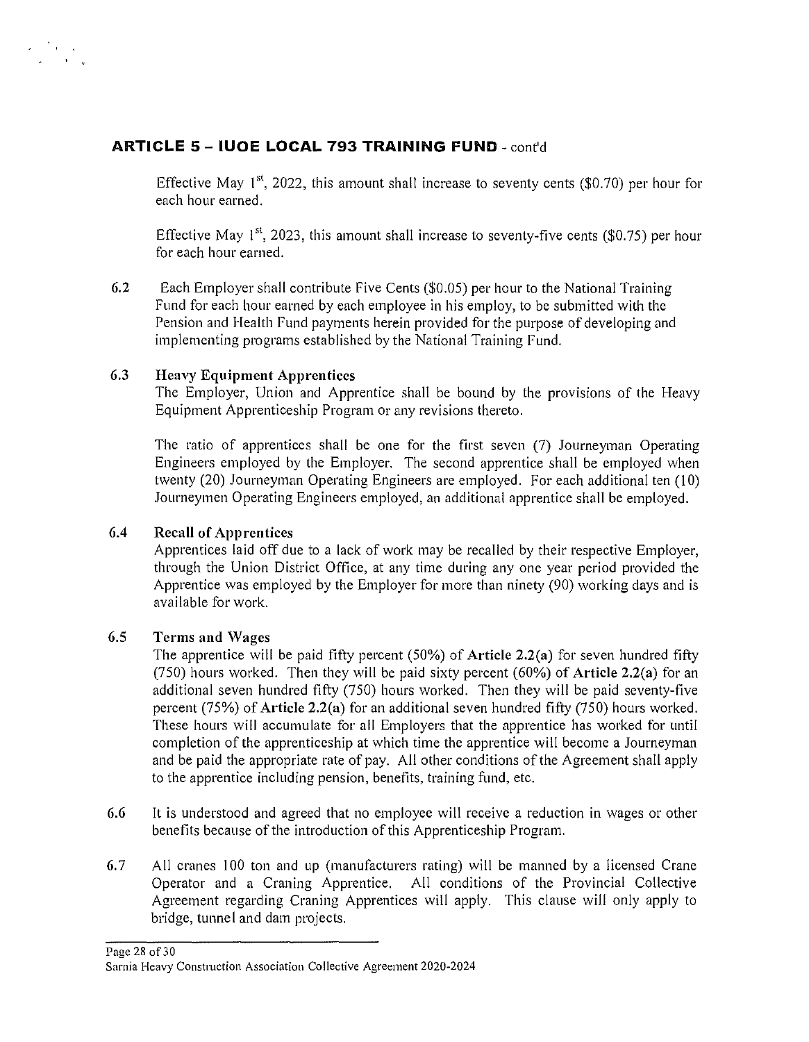## ARTICLE 5 – IUOE LOCAL 793 TRAINING FUND - cont'd

Effective May 1st, 2022, this amount shall increase to seventy cents ($0.70) per hour for each hour earned.

Effective May 1st, 2023, this amount shall increase to seventy-five cents ($0.75) per hour for each hour earned.

6.2 Each Employer shall contribute Five Cents ($0.05) per hour to the National Training Fund for each hour earned by each employee in his employ, to be submitted with the Pension and Health Fund payments herein provided for the purpose of developing and implementing programs established by the National Training Fund.

**6.3 Heavy Equipment Apprentices**

The Employer, Union and Apprentice shall be bound by the provisions of the Heavy Equipment Apprenticeship Program or any revisions thereto.

The ratio of apprentices shall be one for the first seven (7) Journeyman Operating Engineers employed by the Employer. The second apprentice shall be employed when twenty (20) Journeyman Operating Engineers are employed. For each additional ten (10) Journeymen Operating Engineers employed, an additional apprentice shall be employed.

**6.4 Recall of Apprentices**

Apprentices laid off due to a lack of work may be recalled by their respective Employer, through the Union District Office, at any time during any one year period provided the Apprentice was employed by the Employer for more than ninety (90) working days and is available for work.

**6.5 Terms and Wages**

The apprentice will be paid fifty percent (50%) of **Article 2.2(a)** for seven hundred fifty (750) hours worked. Then they will be paid sixty percent (60%) of **Article 2.2(a)** for an additional seven hundred fifty (750) hours worked. Then they will be paid seventy-five percent (75%) of **Article 2.2(a)** for an additional seven hundred fifty (750) hours worked. These hours will accumulate for all Employers that the apprentice has worked for until completion of the apprenticeship at which time the apprentice will become a Journeyman and be paid the appropriate rate of pay. All other conditions of the Agreement shall apply to the apprentice including pension, benefits, training fund, etc.

6.6 It is understood and agreed that no employee will receive a reduction in wages or other benefits because of the introduction of this Apprenticeship Program.

6.7 All cranes 100 ton and up (manufacturers rating) will be manned by a licensed Crane Operator and a Craning Apprentice. All conditions of the Provincial Collective Agreement regarding Craning Apprentices will apply. This clause will only apply to bridge, tunnel and dam projects.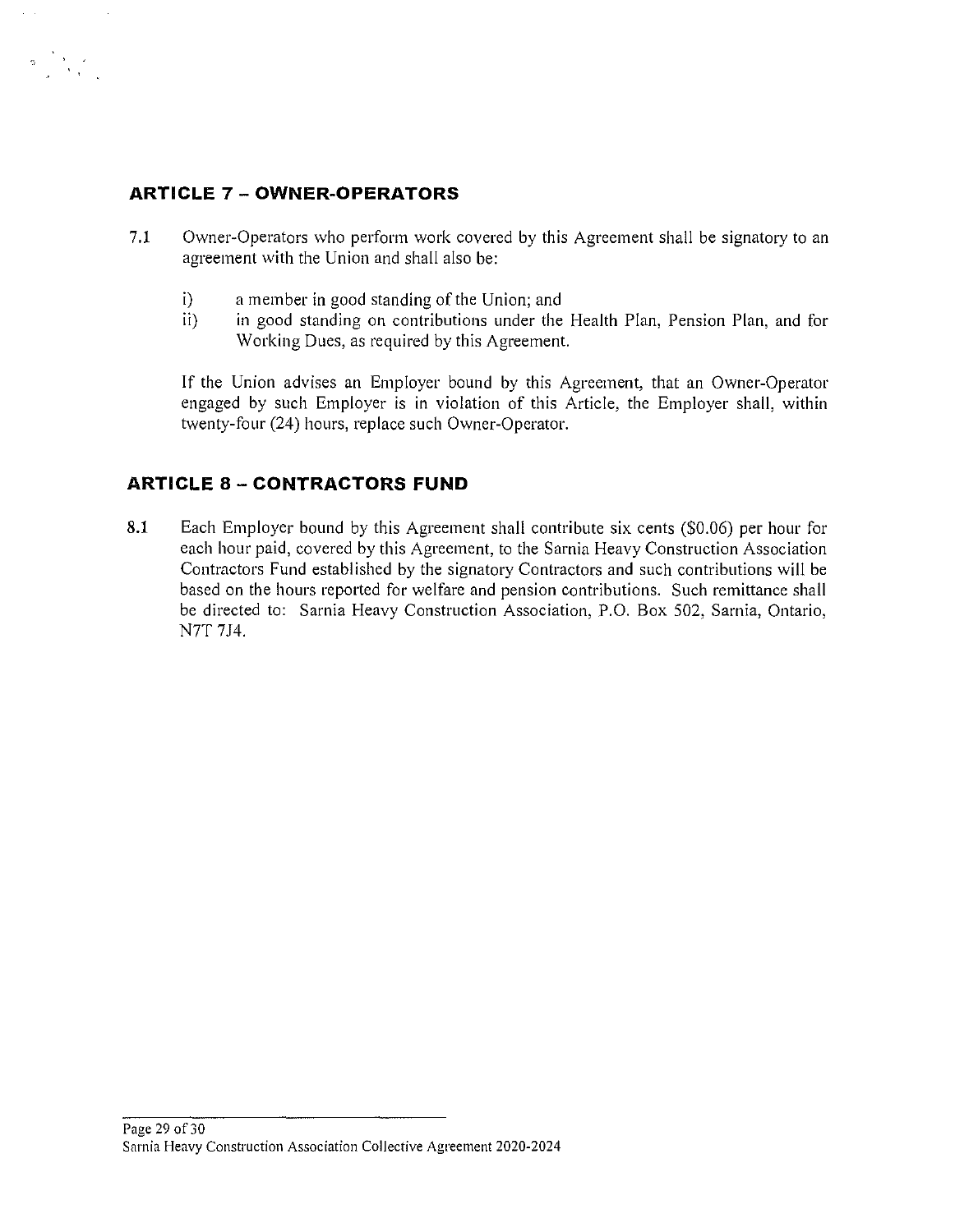## ARTICLE 7 – OWNER-OPERATORS

7.1 Owner-Operators who perform work covered by this Agreement shall be signatory to an agreement with the Union and shall also be:

i) a member in good standing of the Union; and
ii) in good standing on contributions under the Health Plan, Pension Plan, and for Working Dues, as required by this Agreement.

If the Union advises an Employer bound by this Agreement, that an Owner-Operator engaged by such Employer is in violation of this Article, the Employer shall, within twenty-four (24) hours, replace such Owner-Operator.

## ARTICLE 8 – CONTRACTORS FUND

8.1 Each Employer bound by this Agreement shall contribute six cents ($0.06) per hour for each hour paid, covered by this Agreement, to the Sarnia Heavy Construction Association Contractors Fund established by the signatory Contractors and such contributions will be based on the hours reported for welfare and pension contributions. Such remittance shall be directed to: Sarnia Heavy Construction Association, P.O. Box 502, Sarnia, Ontario, N7T 7J4.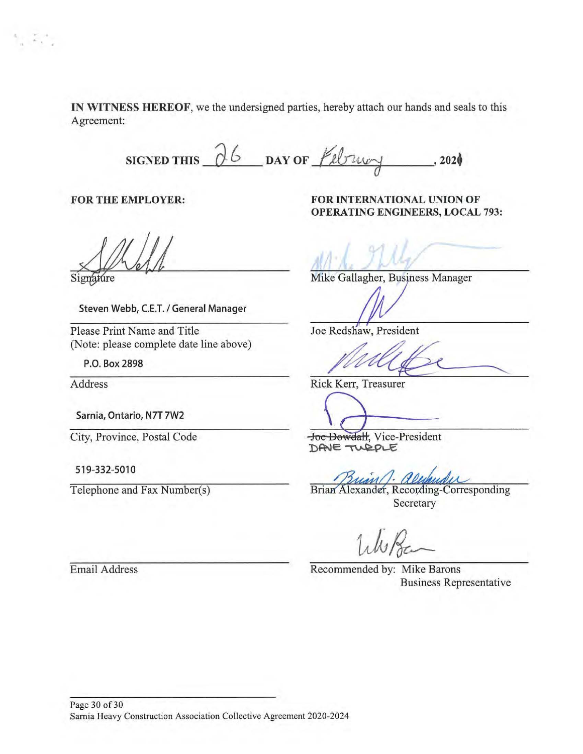**IN WITNESS HEREOF**, we the undersigned parties, hereby attach our hands and seals to this Agreement:

**SIGNED THIS** 26 **DAY OF** February **, 2020**

**FOR THE EMPLOYER:**

Signature

Steven Webb, C.E.T. / General Manager

Please Print Name and Title
(Note: please complete date line above)

P.O. Box 2898

Address

Sarnia, Ontario, N7T 7W2

City, Province, Postal Code

519-332-5010

Telephone and Fax Number(s)

Email Address

**FOR INTERNATIONAL UNION OF OPERATING ENGINEERS, LOCAL 793:**

Mike Gallagher, Business Manager

Joe Redshaw, President

Rick Kerr, Treasurer

~~Joe Dowdall~~, Vice-President
DAVE TURPLE

Brian Alexander, Recording-Corresponding Secretary

Recommended by: Mike Barons
Business Representative

Sarnia Heavy Construction Association Collective Agreement 2020-2024